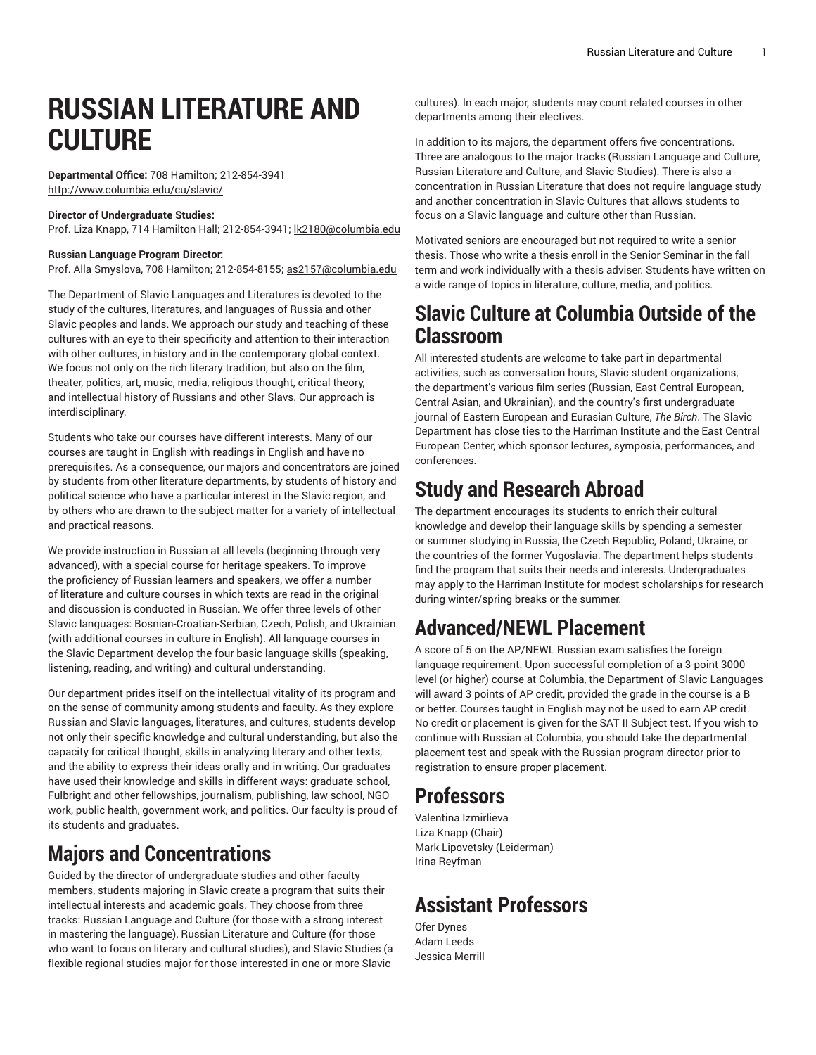# RUSSIAN LITERATURE AND CULTURE

**Departmental Office:** 708 Hamilton; 212-854-3941
http://www.columbia.edu/cu/slavic/

**Director of Undergraduate Studies:**
Prof. Liza Knapp, 714 Hamilton Hall; 212-854-3941; lk2180@columbia.edu

**Russian Language Program Director:**
Prof. Alla Smyslova, 708 Hamilton; 212-854-8155; as2157@columbia.edu

The Department of Slavic Languages and Literatures is devoted to the study of the cultures, literatures, and languages of Russia and other Slavic peoples and lands. We approach our study and teaching of these cultures with an eye to their specificity and attention to their interaction with other cultures, in history and in the contemporary global context. We focus not only on the rich literary tradition, but also on the film, theater, politics, art, music, media, religious thought, critical theory, and intellectual history of Russians and other Slavs. Our approach is interdisciplinary.

Students who take our courses have different interests. Many of our courses are taught in English with readings in English and have no prerequisites. As a consequence, our majors and concentrators are joined by students from other literature departments, by students of history and political science who have a particular interest in the Slavic region, and by others who are drawn to the subject matter for a variety of intellectual and practical reasons.

We provide instruction in Russian at all levels (beginning through very advanced), with a special course for heritage speakers. To improve the proficiency of Russian learners and speakers, we offer a number of literature and culture courses in which texts are read in the original and discussion is conducted in Russian. We offer three levels of other Slavic languages: Bosnian-Croatian-Serbian, Czech, Polish, and Ukrainian (with additional courses in culture in English). All language courses in the Slavic Department develop the four basic language skills (speaking, listening, reading, and writing) and cultural understanding.

Our department prides itself on the intellectual vitality of its program and on the sense of community among students and faculty. As they explore Russian and Slavic languages, literatures, and cultures, students develop not only their specific knowledge and cultural understanding, but also the capacity for critical thought, skills in analyzing literary and other texts, and the ability to express their ideas orally and in writing. Our graduates have used their knowledge and skills in different ways: graduate school, Fulbright and other fellowships, journalism, publishing, law school, NGO work, public health, government work, and politics. Our faculty is proud of its students and graduates.

## Majors and Concentrations

Guided by the director of undergraduate studies and other faculty members, students majoring in Slavic create a program that suits their intellectual interests and academic goals. They choose from three tracks: Russian Language and Culture (for those with a strong interest in mastering the language), Russian Literature and Culture (for those who want to focus on literary and cultural studies), and Slavic Studies (a flexible regional studies major for those interested in one or more Slavic cultures). In each major, students may count related courses in other departments among their electives.

In addition to its majors, the department offers five concentrations. Three are analogous to the major tracks (Russian Language and Culture, Russian Literature and Culture, and Slavic Studies). There is also a concentration in Russian Literature that does not require language study and another concentration in Slavic Cultures that allows students to focus on a Slavic language and culture other than Russian.

Motivated seniors are encouraged but not required to write a senior thesis. Those who write a thesis enroll in the Senior Seminar in the fall term and work individually with a thesis adviser. Students have written on a wide range of topics in literature, culture, media, and politics.

## Slavic Culture at Columbia Outside of the Classroom

All interested students are welcome to take part in departmental activities, such as conversation hours, Slavic student organizations, the department's various film series (Russian, East Central European, Central Asian, and Ukrainian), and the country's first undergraduate journal of Eastern European and Eurasian Culture, *The Birch*. The Slavic Department has close ties to the Harriman Institute and the East Central European Center, which sponsor lectures, symposia, performances, and conferences.

## Study and Research Abroad

The department encourages its students to enrich their cultural knowledge and develop their language skills by spending a semester or summer studying in Russia, the Czech Republic, Poland, Ukraine, or the countries of the former Yugoslavia. The department helps students find the program that suits their needs and interests. Undergraduates may apply to the Harriman Institute for modest scholarships for research during winter/spring breaks or the summer.

## Advanced/NEWL Placement

A score of 5 on the AP/NEWL Russian exam satisfies the foreign language requirement. Upon successful completion of a 3-point 3000 level (or higher) course at Columbia, the Department of Slavic Languages will award 3 points of AP credit, provided the grade in the course is a B or better. Courses taught in English may not be used to earn AP credit. No credit or placement is given for the SAT II Subject test. If you wish to continue with Russian at Columbia, you should take the departmental placement test and speak with the Russian program director prior to registration to ensure proper placement.

## Professors

Valentina Izmirlieva
Liza Knapp (Chair)
Mark Lipovetsky (Leiderman)
Irina Reyfman

## Assistant Professors

Ofer Dynes
Adam Leeds
Jessica Merrill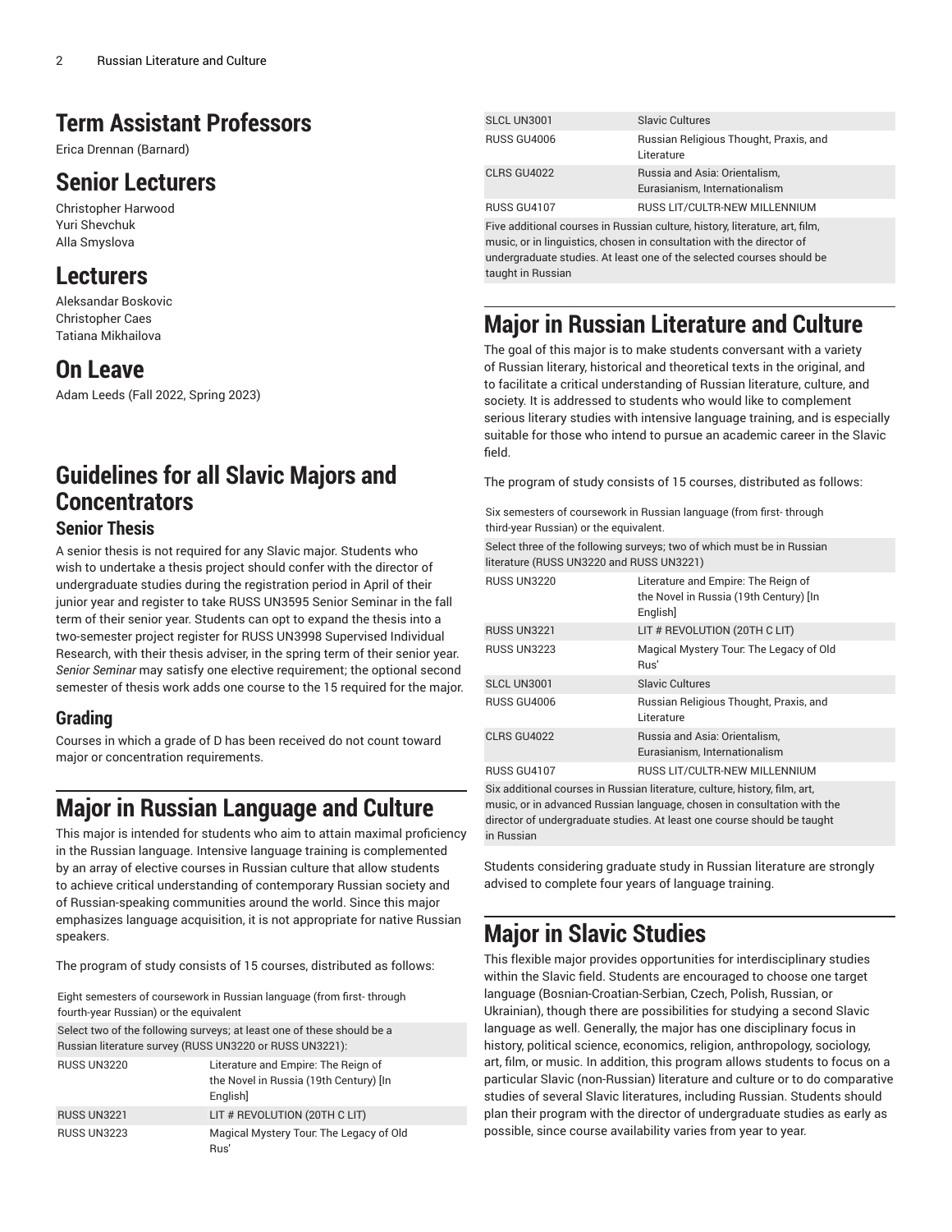## Term Assistant Professors

Erica Drennan (Barnard)

## Senior Lecturers

Christopher Harwood
Yuri Shevchuk
Alla Smyslova

## Lecturers

Aleksandar Boskovic
Christopher Caes
Tatiana Mikhailova

## On Leave

Adam Leeds (Fall 2022, Spring 2023)

## Guidelines for all Slavic Majors and Concentrators

### Senior Thesis

A senior thesis is not required for any Slavic major. Students who wish to undertake a thesis project should confer with the director of undergraduate studies during the registration period in April of their junior year and register to take RUSS UN3595 Senior Seminar in the fall term of their senior year. Students can opt to expand the thesis into a two-semester project register for RUSS UN3998 Supervised Individual Research, with their thesis adviser, in the spring term of their senior year. *Senior Seminar* may satisfy one elective requirement; the optional second semester of thesis work adds one course to the 15 required for the major.

### Grading

Courses in which a grade of D has been received do not count toward major or concentration requirements.

## Major in Russian Language and Culture

This major is intended for students who aim to attain maximal proficiency in the Russian language. Intensive language training is complemented by an array of elective courses in Russian culture that allow students to achieve critical understanding of contemporary Russian society and of Russian-speaking communities around the world. Since this major emphasizes language acquisition, it is not appropriate for native Russian speakers.

The program of study consists of 15 courses, distributed as follows:

| | |
|---|---|
| Eight semesters of coursework in Russian language (from first- through fourth-year Russian) or the equivalent | |
| Select two of the following surveys; at least one of these should be a Russian literature survey (RUSS UN3220 or RUSS UN3221): | |
| RUSS UN3220 | Literature and Empire: The Reign of the Novel in Russia (19th Century) [In English] |
| RUSS UN3221 | LIT # REVOLUTION (20TH C LIT) |
| RUSS UN3223 | Magical Mystery Tour: The Legacy of Old Rus' |
| SLCL UN3001 | Slavic Cultures |
| RUSS GU4006 | Russian Religious Thought, Praxis, and Literature |
| CLRS GU4022 | Russia and Asia: Orientalism, Eurasianism, Internationalism |
| RUSS GU4107 | RUSS LIT/CULTR-NEW MILLENNIUM |
| Five additional courses in Russian culture, history, literature, art, film, music, or in linguistics, chosen in consultation with the director of undergraduate studies. At least one of the selected courses should be taught in Russian | |

## Major in Russian Literature and Culture

The goal of this major is to make students conversant with a variety of Russian literary, historical and theoretical texts in the original, and to facilitate a critical understanding of Russian literature, culture, and society. It is addressed to students who would like to complement serious literary studies with intensive language training, and is especially suitable for those who intend to pursue an academic career in the Slavic field.

The program of study consists of 15 courses, distributed as follows:

| | |
|---|---|
| Six semesters of coursework in Russian language (from first- through third-year Russian) or the equivalent. | |
| Select three of the following surveys; two of which must be in Russian literature (RUSS UN3220 and RUSS UN3221) | |
| RUSS UN3220 | Literature and Empire: The Reign of the Novel in Russia (19th Century) [In English] |
| RUSS UN3221 | LIT # REVOLUTION (20TH C LIT) |
| RUSS UN3223 | Magical Mystery Tour: The Legacy of Old Rus' |
| SLCL UN3001 | Slavic Cultures |
| RUSS GU4006 | Russian Religious Thought, Praxis, and Literature |
| CLRS GU4022 | Russia and Asia: Orientalism, Eurasianism, Internationalism |
| RUSS GU4107 | RUSS LIT/CULTR-NEW MILLENNIUM |
| Six additional courses in Russian literature, culture, history, film, art, music, or in advanced Russian language, chosen in consultation with the director of undergraduate studies. At least one course should be taught in Russian | |

Students considering graduate study in Russian literature are strongly advised to complete four years of language training.

## Major in Slavic Studies

This flexible major provides opportunities for interdisciplinary studies within the Slavic field. Students are encouraged to choose one target language (Bosnian-Croatian-Serbian, Czech, Polish, Russian, or Ukrainian), though there are possibilities for studying a second Slavic language as well. Generally, the major has one disciplinary focus in history, political science, economics, religion, anthropology, sociology, art, film, or music. In addition, this program allows students to focus on a particular Slavic (non-Russian) literature and culture or to do comparative studies of several Slavic literatures, including Russian. Students should plan their program with the director of undergraduate studies as early as possible, since course availability varies from year to year.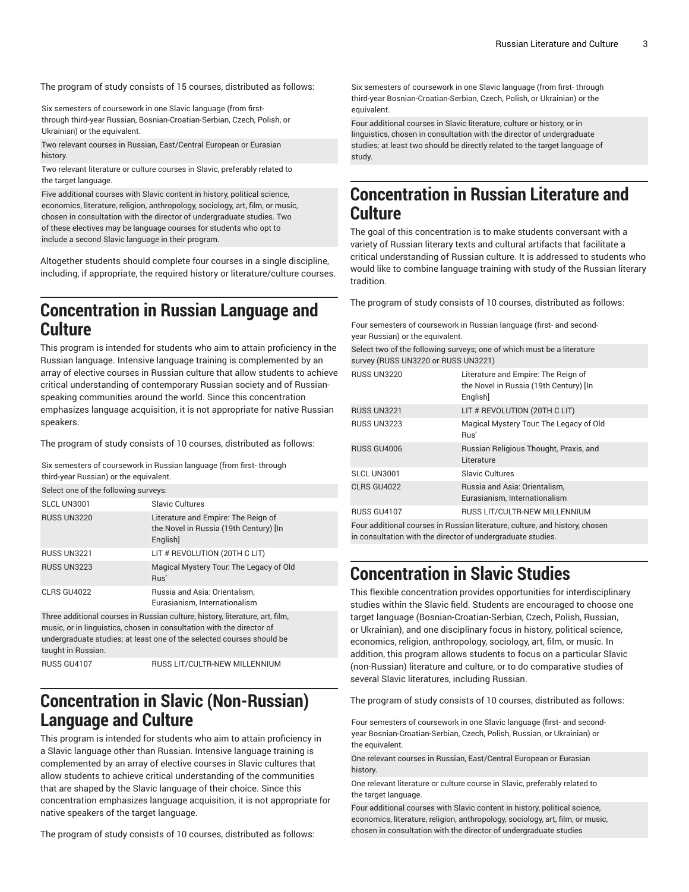The program of study consists of 15 courses, distributed as follows:

| | |
|---|---|
| Six semesters of coursework in one Slavic language (from first- through third-year Russian, Bosnian-Croatian-Serbian, Czech, Polish, or Ukrainian) or the equivalent. | |
| Two relevant courses in Russian, East/Central European or Eurasian history. | |
| Two relevant literature or culture courses in Slavic, preferably related to the target language. | |
| Five additional courses with Slavic content in history, political science, economics, literature, religion, anthropology, sociology, art, film, or music, chosen in consultation with the director of undergraduate studies. Two of these electives may be language courses for students who opt to include a second Slavic language in their program. | |

Altogether students should complete four courses in a single discipline, including, if appropriate, the required history or literature/culture courses.

## Concentration in Russian Language and Culture

This program is intended for students who aim to attain proficiency in the Russian language. Intensive language training is complemented by an array of elective courses in Russian culture that allow students to achieve critical understanding of contemporary Russian society and of Russian-speaking communities around the world. Since this concentration emphasizes language acquisition, it is not appropriate for native Russian speakers.

The program of study consists of 10 courses, distributed as follows:

| | |
|---|---|
| Six semesters of coursework in Russian language (from first- through third-year Russian) or the equivalent. | |
| Select one of the following surveys: | |
| SLCL UN3001 | Slavic Cultures |
| RUSS UN3220 | Literature and Empire: The Reign of the Novel in Russia (19th Century) [In English] |
| RUSS UN3221 | LIT # REVOLUTION (20TH C LIT) |
| RUSS UN3223 | Magical Mystery Tour: The Legacy of Old Rus' |
| CLRS GU4022 | Russia and Asia: Orientalism, Eurasianism, Internationalism |
| Three additional courses in Russian culture, history, literature, art, film, music, or in linguistics, chosen in consultation with the director of undergraduate studies; at least one of the selected courses should be taught in Russian. | |
| RUSS GU4107 | RUSS LIT/CULTR-NEW MILLENNIUM |

## Concentration in Slavic (Non-Russian) Language and Culture

This program is intended for students who aim to attain proficiency in a Slavic language other than Russian. Intensive language training is complemented by an array of elective courses in Slavic cultures that allow students to achieve critical understanding of the communities that are shaped by the Slavic language of their choice. Since this concentration emphasizes language acquisition, it is not appropriate for native speakers of the target language.

The program of study consists of 10 courses, distributed as follows:

| | |
|---|---|
| Six semesters of coursework in one Slavic language (from first- through third-year Bosnian-Croatian-Serbian, Czech, Polish, or Ukrainian) or the equivalent. | |
| Four additional courses in Slavic literature, culture or history, or in linguistics, chosen in consultation with the director of undergraduate studies; at least two should be directly related to the target language of study. | |

## Concentration in Russian Literature and Culture

The goal of this concentration is to make students conversant with a variety of Russian literary texts and cultural artifacts that facilitate a critical understanding of Russian culture. It is addressed to students who would like to combine language training with study of the Russian literary tradition.

The program of study consists of 10 courses, distributed as follows:

| | |
|---|---|
| Four semesters of coursework in Russian language (first- and second-year Russian) or the equivalent. | |
| Select two of the following surveys; one of which must be a literature survey (RUSS UN3220 or RUSS UN3221) | |
| RUSS UN3220 | Literature and Empire: The Reign of the Novel in Russia (19th Century) [In English] |
| RUSS UN3221 | LIT # REVOLUTION (20TH C LIT) |
| RUSS UN3223 | Magical Mystery Tour: The Legacy of Old Rus' |
| RUSS GU4006 | Russian Religious Thought, Praxis, and Literature |
| SLCL UN3001 | Slavic Cultures |
| CLRS GU4022 | Russia and Asia: Orientalism, Eurasianism, Internationalism |
| RUSS GU4107 | RUSS LIT/CULTR-NEW MILLENNIUM |
| Four additional courses in Russian literature, culture, and history, chosen in consultation with the director of undergraduate studies. | |

## Concentration in Slavic Studies

This flexible concentration provides opportunities for interdisciplinary studies within the Slavic field. Students are encouraged to choose one target language (Bosnian-Croatian-Serbian, Czech, Polish, Russian, or Ukrainian), and one disciplinary focus in history, political science, economics, religion, anthropology, sociology, art, film, or music. In addition, this program allows students to focus on a particular Slavic (non-Russian) literature and culture, or to do comparative studies of several Slavic literatures, including Russian.

The program of study consists of 10 courses, distributed as follows:

| | |
|---|---|
| Four semesters of coursework in one Slavic language (first- and second-year Bosnian-Croatian-Serbian, Czech, Polish, Russian, or Ukrainian) or the equivalent. | |
| One relevant courses in Russian, East/Central European or Eurasian history. | |
| One relevant literature or culture course in Slavic, preferably related to the target language. | |
| Four additional courses with Slavic content in history, political science, economics, literature, religion, anthropology, sociology, art, film, or music, chosen in consultation with the director of undergraduate studies | |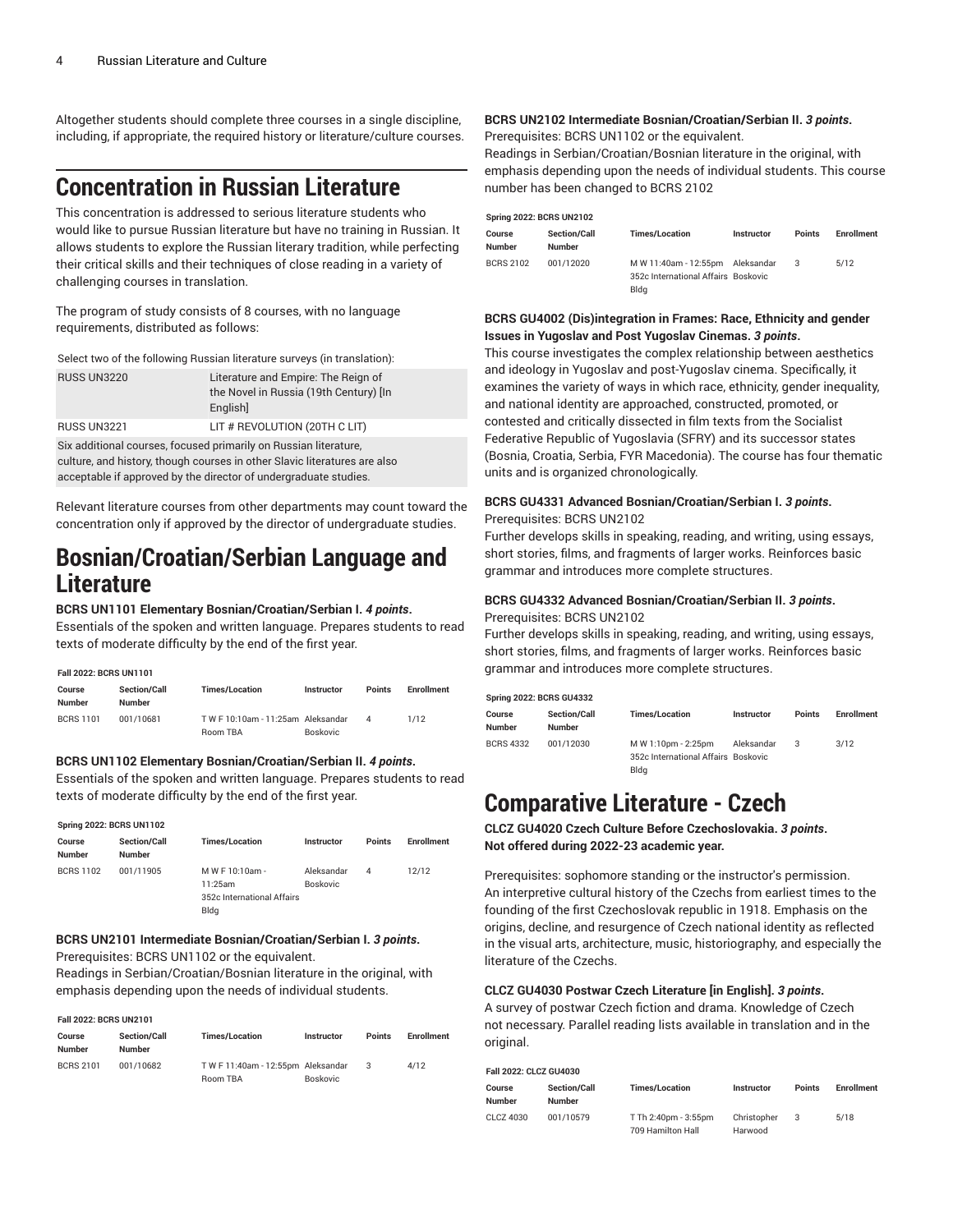Altogether students should complete three courses in a single discipline, including, if appropriate, the required history or literature/culture courses.

# Concentration in Russian Literature

This concentration is addressed to serious literature students who would like to pursue Russian literature but have no training in Russian. It allows students to explore the Russian literary tradition, while perfecting their critical skills and their techniques of close reading in a variety of challenging courses in translation.

The program of study consists of 8 courses, with no language requirements, distributed as follows:

| Select two of the following Russian literature surveys (in translation): | |
| --- | --- |
| RUSS UN3220 | Literature and Empire: The Reign of the Novel in Russia (19th Century) [In English] |
| RUSS UN3221 | LIT # REVOLUTION (20TH C LIT) |
| Six additional courses, focused primarily on Russian literature, culture, and history, though courses in other Slavic literatures are also acceptable if approved by the director of undergraduate studies. | |

Relevant literature courses from other departments may count toward the concentration only if approved by the director of undergraduate studies.

# Bosnian/Croatian/Serbian Language and Literature

**BCRS UN1101 Elementary Bosnian/Croatian/Serbian I. *4 points*.**

Essentials of the spoken and written language. Prepares students to read texts of moderate difficulty by the end of the first year.

**Fall 2022: BCRS UN1101**

| Course Number | Section/Call Number | Times/Location | Instructor | Points | Enrollment |
| --- | --- | --- | --- | --- | --- |
| BCRS 1101 | 001/10681 | T W F 10:10am - 11:25am Room TBA | Aleksandar Boskovic | 4 | 1/12 |

**BCRS UN1102 Elementary Bosnian/Croatian/Serbian II. *4 points*.**

Essentials of the spoken and written language. Prepares students to read texts of moderate difficulty by the end of the first year.

**Spring 2022: BCRS UN1102**

| Course Number | Section/Call Number | Times/Location | Instructor | Points | Enrollment |
| --- | --- | --- | --- | --- | --- |
| BCRS 1102 | 001/11905 | M W F 10:10am - 11:25am 352c International Affairs Bldg | Aleksandar Boskovic | 4 | 12/12 |

**BCRS UN2101 Intermediate Bosnian/Croatian/Serbian I. *3 points*.**

Prerequisites: BCRS UN1102 or the equivalent.
Readings in Serbian/Croatian/Bosnian literature in the original, with emphasis depending upon the needs of individual students.

**Fall 2022: BCRS UN2101**

| Course Number | Section/Call Number | Times/Location | Instructor | Points | Enrollment |
| --- | --- | --- | --- | --- | --- |
| BCRS 2101 | 001/10682 | T W F 11:40am - 12:55pm Room TBA | Aleksandar Boskovic | 3 | 4/12 |

**BCRS UN2102 Intermediate Bosnian/Croatian/Serbian II. *3 points*.**

Prerequisites: BCRS UN1102 or the equivalent.
Readings in Serbian/Croatian/Bosnian literature in the original, with emphasis depending upon the needs of individual students. This course number has been changed to BCRS 2102

**Spring 2022: BCRS UN2102**

| Course Number | Section/Call Number | Times/Location | Instructor | Points | Enrollment |
| --- | --- | --- | --- | --- | --- |
| BCRS 2102 | 001/12020 | M W 11:40am - 12:55pm 352c International Affairs Bldg | Aleksandar Boskovic | 3 | 5/12 |

**BCRS GU4002 (Dis)integration in Frames: Race, Ethnicity and gender Issues in Yugoslav and Post Yugoslav Cinemas. *3 points*.**

This course investigates the complex relationship between aesthetics and ideology in Yugoslav and post-Yugoslav cinema. Specifically, it examines the variety of ways in which race, ethnicity, gender inequality, and national identity are approached, constructed, promoted, or contested and critically dissected in film texts from the Socialist Federative Republic of Yugoslavia (SFRY) and its successor states (Bosnia, Croatia, Serbia, FYR Macedonia). The course has four thematic units and is organized chronologically.

**BCRS GU4331 Advanced Bosnian/Croatian/Serbian I. *3 points*.**

Prerequisites: BCRS UN2102
Further develops skills in speaking, reading, and writing, using essays, short stories, films, and fragments of larger works. Reinforces basic grammar and introduces more complete structures.

**BCRS GU4332 Advanced Bosnian/Croatian/Serbian II. *3 points*.**

Prerequisites: BCRS UN2102
Further develops skills in speaking, reading, and writing, using essays, short stories, films, and fragments of larger works. Reinforces basic grammar and introduces more complete structures.

**Spring 2022: BCRS GU4332**

| Course Number | Section/Call Number | Times/Location | Instructor | Points | Enrollment |
| --- | --- | --- | --- | --- | --- |
| BCRS 4332 | 001/12030 | M W 1:10pm - 2:25pm 352c International Affairs Bldg | Aleksandar Boskovic | 3 | 3/12 |

# Comparative Literature - Czech

**CLCZ GU4020 Czech Culture Before Czechoslovakia. *3 points*.**
**Not offered during 2022-23 academic year.**

Prerequisites: sophomore standing or the instructor's permission.
An interpretive cultural history of the Czechs from earliest times to the founding of the first Czechoslovak republic in 1918. Emphasis on the origins, decline, and resurgence of Czech national identity as reflected in the visual arts, architecture, music, historiography, and especially the literature of the Czechs.

**CLCZ GU4030 Postwar Czech Literature [in English]. *3 points*.**

A survey of postwar Czech fiction and drama. Knowledge of Czech not necessary. Parallel reading lists available in translation and in the original.

**Fall 2022: CLCZ GU4030**

| Course Number | Section/Call Number | Times/Location | Instructor | Points | Enrollment |
| --- | --- | --- | --- | --- | --- |
| CLCZ 4030 | 001/10579 | T Th 2:40pm - 3:55pm 709 Hamilton Hall | Christopher Harwood | 3 | 5/18 |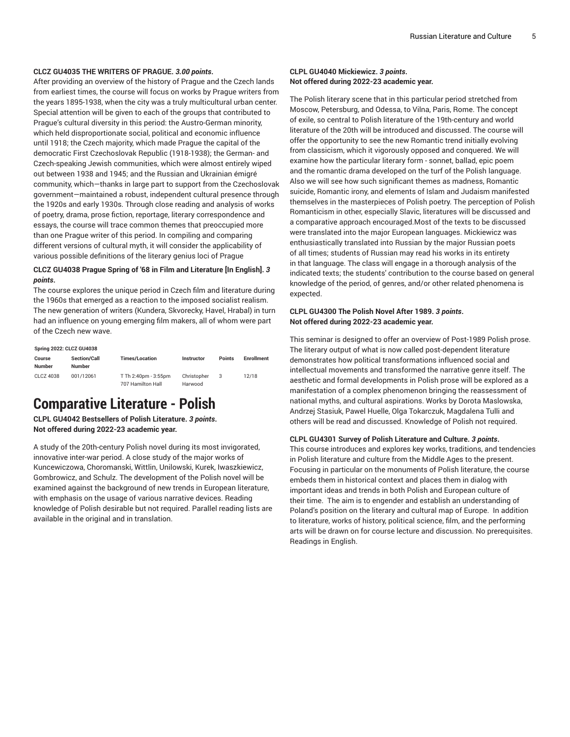**CLCZ GU4035 THE WRITERS OF PRAGUE.** ***3.00 points*.**

After providing an overview of the history of Prague and the Czech lands from earliest times, the course will focus on works by Prague writers from the years 1895-1938, when the city was a truly multicultural urban center. Special attention will be given to each of the groups that contributed to Prague's cultural diversity in this period: the Austro-German minority, which held disproportionate social, political and economic influence until 1918; the Czech majority, which made Prague the capital of the democratic First Czechoslovak Republic (1918-1938); the German- and Czech-speaking Jewish communities, which were almost entirely wiped out between 1938 and 1945; and the Russian and Ukrainian émigré community, which—thanks in large part to support from the Czechoslovak government—maintained a robust, independent cultural presence through the 1920s and early 1930s. Through close reading and analysis of works of poetry, drama, prose fiction, reportage, literary correspondence and essays, the course will trace common themes that preoccupied more than one Prague writer of this period. In compiling and comparing different versions of cultural myth, it will consider the applicability of various possible definitions of the literary genius loci of Prague

**CLCZ GU4038 Prague Spring of '68 in Film and Literature [In English].** ***3 points*.**

The course explores the unique period in Czech film and literature during the 1960s that emerged as a reaction to the imposed socialist realism. The new generation of writers (Kundera, Skvorecky, Havel, Hrabal) in turn had an influence on young emerging film makers, all of whom were part of the Czech new wave.

**Spring 2022: CLCZ GU4038**

| Course Number | Section/Call Number | Times/Location | Instructor | Points | Enrollment |
|---|---|---|---|---|---|
| CLCZ 4038 | 001/12061 | T Th 2:40pm - 3:55pm 707 Hamilton Hall | Christopher Harwood | 3 | 12/18 |

# Comparative Literature - Polish

**CLPL GU4042 Bestsellers of Polish Literature.** ***3 points*.**
**Not offered during 2022-23 academic year.**

A study of the 20th-century Polish novel during its most invigorated, innovative inter-war period. A close study of the major works of Kuncewiczowa, Choromanski, Wittlin, Unilowski, Kurek, Iwaszkiewicz, Gombrowicz, and Schulz. The development of the Polish novel will be examined against the background of new trends in European literature, with emphasis on the usage of various narrative devices. Reading knowledge of Polish desirable but not required. Parallel reading lists are available in the original and in translation.

**CLPL GU4040 Mickiewicz.** ***3 points*.**
**Not offered during 2022-23 academic year.**

The Polish literary scene that in this particular period stretched from Moscow, Petersburg, and Odessa, to Vilna, Paris, Rome. The concept of exile, so central to Polish literature of the 19th-century and world literature of the 20th will be introduced and discussed. The course will offer the opportunity to see the new Romantic trend initially evolving from classicism, which it vigorously opposed and conquered. We will examine how the particular literary form - sonnet, ballad, epic poem and the romantic drama developed on the turf of the Polish language. Also we will see how such significant themes as madness, Romantic suicide, Romantic irony, and elements of Islam and Judaism manifested themselves in the masterpieces of Polish poetry. The perception of Polish Romanticism in other, especially Slavic, literatures will be discussed and a comparative approach encouraged.Most of the texts to be discussed were translated into the major European languages. Mickiewicz was enthusiastically translated into Russian by the major Russian poets of all times; students of Russian may read his works in its entirety in that language. The class will engage in a thorough analysis of the indicated texts; the students' contribution to the course based on general knowledge of the period, of genres, and/or other related phenomena is expected.

**CLPL GU4300 The Polish Novel After 1989.** ***3 points*.**
**Not offered during 2022-23 academic year.**

This seminar is designed to offer an overview of Post-1989 Polish prose. The literary output of what is now called post-dependent literature demonstrates how political transformations influenced social and intellectual movements and transformed the narrative genre itself. The aesthetic and formal developments in Polish prose will be explored as a manifestation of a complex phenomenon bringing the reassessment of national myths, and cultural aspirations. Works by Dorota Maslowska, Andrzej Stasiuk, Pawel Huelle, Olga Tokarczuk, Magdalena Tulli and others will be read and discussed. Knowledge of Polish not required.

**CLPL GU4301 Survey of Polish Literature and Culture.** ***3 points*.**

This course introduces and explores key works, traditions, and tendencies in Polish literature and culture from the Middle Ages to the present. Focusing in particular on the monuments of Polish literature, the course embeds them in historical context and places them in dialog with important ideas and trends in both Polish and European culture of their time. The aim is to engender and establish an understanding of Poland's position on the literary and cultural map of Europe. In addition to literature, works of history, political science, film, and the performing arts will be drawn on for course lecture and discussion. No prerequisites. Readings in English.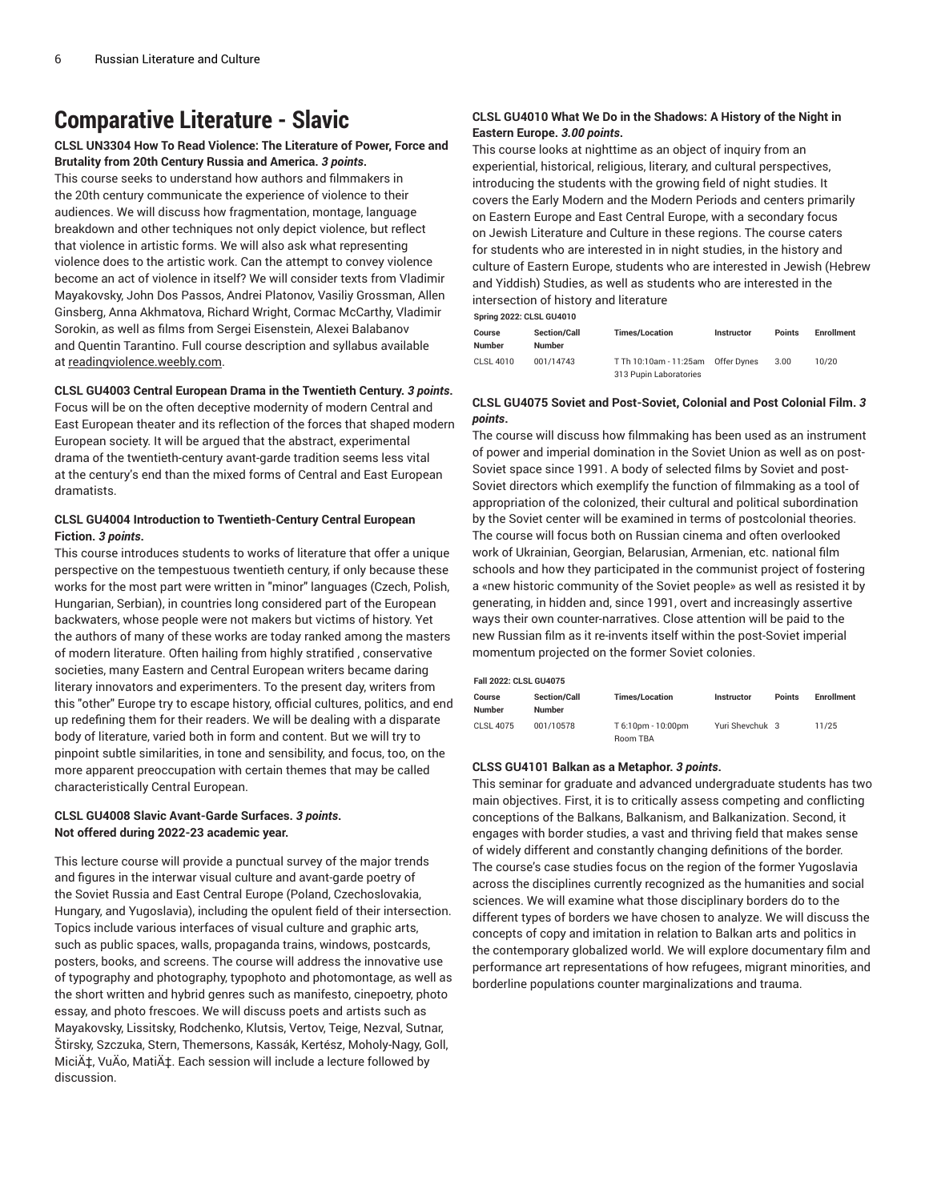# Comparative Literature - Slavic

**CLSL UN3304 How To Read Violence: The Literature of Power, Force and Brutality from 20th Century Russia and America. *3 points*.**

This course seeks to understand how authors and filmmakers in the 20th century communicate the experience of violence to their audiences. We will discuss how fragmentation, montage, language breakdown and other techniques not only depict violence, but reflect that violence in artistic forms. We will also ask what representing violence does to the artistic work. Can the attempt to convey violence become an act of violence in itself? We will consider texts from Vladimir Mayakovsky, John Dos Passos, Andrei Platonov, Vasiliy Grossman, Allen Ginsberg, Anna Akhmatova, Richard Wright, Cormac McCarthy, Vladimir Sorokin, as well as films from Sergei Eisenstein, Alexei Balabanov and Quentin Tarantino. Full course description and syllabus available at readingviolence.weebly.com.

**CLSL GU4003 Central European Drama in the Twentieth Century. *3 points*.**

Focus will be on the often deceptive modernity of modern Central and East European theater and its reflection of the forces that shaped modern European society. It will be argued that the abstract, experimental drama of the twentieth-century avant-garde tradition seems less vital at the century's end than the mixed forms of Central and East European dramatists.

**CLSL GU4004 Introduction to Twentieth-Century Central European Fiction. *3 points*.**

This course introduces students to works of literature that offer a unique perspective on the tempestuous twentieth century, if only because these works for the most part were written in "minor" languages (Czech, Polish, Hungarian, Serbian), in countries long considered part of the European backwaters, whose people were not makers but victims of history. Yet the authors of many of these works are today ranked among the masters of modern literature. Often hailing from highly stratified , conservative societies, many Eastern and Central European writers became daring literary innovators and experimenters. To the present day, writers from this "other" Europe try to escape history, official cultures, politics, and end up redefining them for their readers. We will be dealing with a disparate body of literature, varied both in form and content. But we will try to pinpoint subtle similarities, in tone and sensibility, and focus, too, on the more apparent preoccupation with certain themes that may be called characteristically Central European.

**CLSL GU4008 Slavic Avant-Garde Surfaces. *3 points*.**
**Not offered during 2022-23 academic year.**

This lecture course will provide a punctual survey of the major trends and figures in the interwar visual culture and avant-garde poetry of the Soviet Russia and East Central Europe (Poland, Czechoslovakia, Hungary, and Yugoslavia), including the opulent field of their intersection. Topics include various interfaces of visual culture and graphic arts, such as public spaces, walls, propaganda trains, windows, postcards, posters, books, and screens. The course will address the innovative use of typography and photography, typophoto and photomontage, as well as the short written and hybrid genres such as manifesto, cinepoetry, photo essay, and photo frescoes. We will discuss poets and artists such as Mayakovsky, Lissitsky, Rodchenko, Klutsis, Vertov, Teige, Nezval, Sutnar, Štirsky, Szczuka, Stern, Themersons, Kassák, Kertész, Moholy-Nagy, Goll, MiciÄ‡, VuÄo, MatiÄ‡. Each session will include a lecture followed by discussion.

**CLSL GU4010 What We Do in the Shadows: A History of the Night in Eastern Europe. *3.00 points*.**

This course looks at nighttime as an object of inquiry from an experiential, historical, religious, literary, and cultural perspectives, introducing the students with the growing field of night studies. It covers the Early Modern and the Modern Periods and centers primarily on Eastern Europe and East Central Europe, with a secondary focus on Jewish Literature and Culture in these regions. The course caters for students who are interested in in night studies, in the history and culture of Eastern Europe, students who are interested in Jewish (Hebrew and Yiddish) Studies, as well as students who are interested in the intersection of history and literature

**Spring 2022: CLSL GU4010**

| Course Number | Section/Call Number | Times/Location | Instructor | Points | Enrollment |
|---|---|---|---|---|---|
| CLSL 4010 | 001/14743 | T Th 10:10am - 11:25am 313 Pupin Laboratories | Offer Dynes | 3.00 | 10/20 |

**CLSL GU4075 Soviet and Post-Soviet, Colonial and Post Colonial Film. *3 points*.**

The course will discuss how filmmaking has been used as an instrument of power and imperial domination in the Soviet Union as well as on post-Soviet space since 1991. A body of selected films by Soviet and post-Soviet directors which exemplify the function of filmmaking as a tool of appropriation of the colonized, their cultural and political subordination by the Soviet center will be examined in terms of postcolonial theories. The course will focus both on Russian cinema and often overlooked work of Ukrainian, Georgian, Belarusian, Armenian, etc. national film schools and how they participated in the communist project of fostering a «new historic community of the Soviet people» as well as resisted it by generating, in hidden and, since 1991, overt and increasingly assertive ways their own counter-narratives. Close attention will be paid to the new Russian film as it re-invents itself within the post-Soviet imperial momentum projected on the former Soviet colonies.

**Fall 2022: CLSL GU4075**

| Course Number | Section/Call Number | Times/Location | Instructor | Points | Enrollment |
|---|---|---|---|---|---|
| CLSL 4075 | 001/10578 | T 6:10pm - 10:00pm Room TBA | Yuri Shevchuk | 3 | 11/25 |

**CLSS GU4101 Balkan as a Metaphor. *3 points*.**

This seminar for graduate and advanced undergraduate students has two main objectives. First, it is to critically assess competing and conflicting conceptions of the Balkans, Balkanism, and Balkanization. Second, it engages with border studies, a vast and thriving field that makes sense of widely different and constantly changing definitions of the border. The course's case studies focus on the region of the former Yugoslavia across the disciplines currently recognized as the humanities and social sciences. We will examine what those disciplinary borders do to the different types of borders we have chosen to analyze. We will discuss the concepts of copy and imitation in relation to Balkan arts and politics in the contemporary globalized world. We will explore documentary film and performance art representations of how refugees, migrant minorities, and borderline populations counter marginalizations and trauma.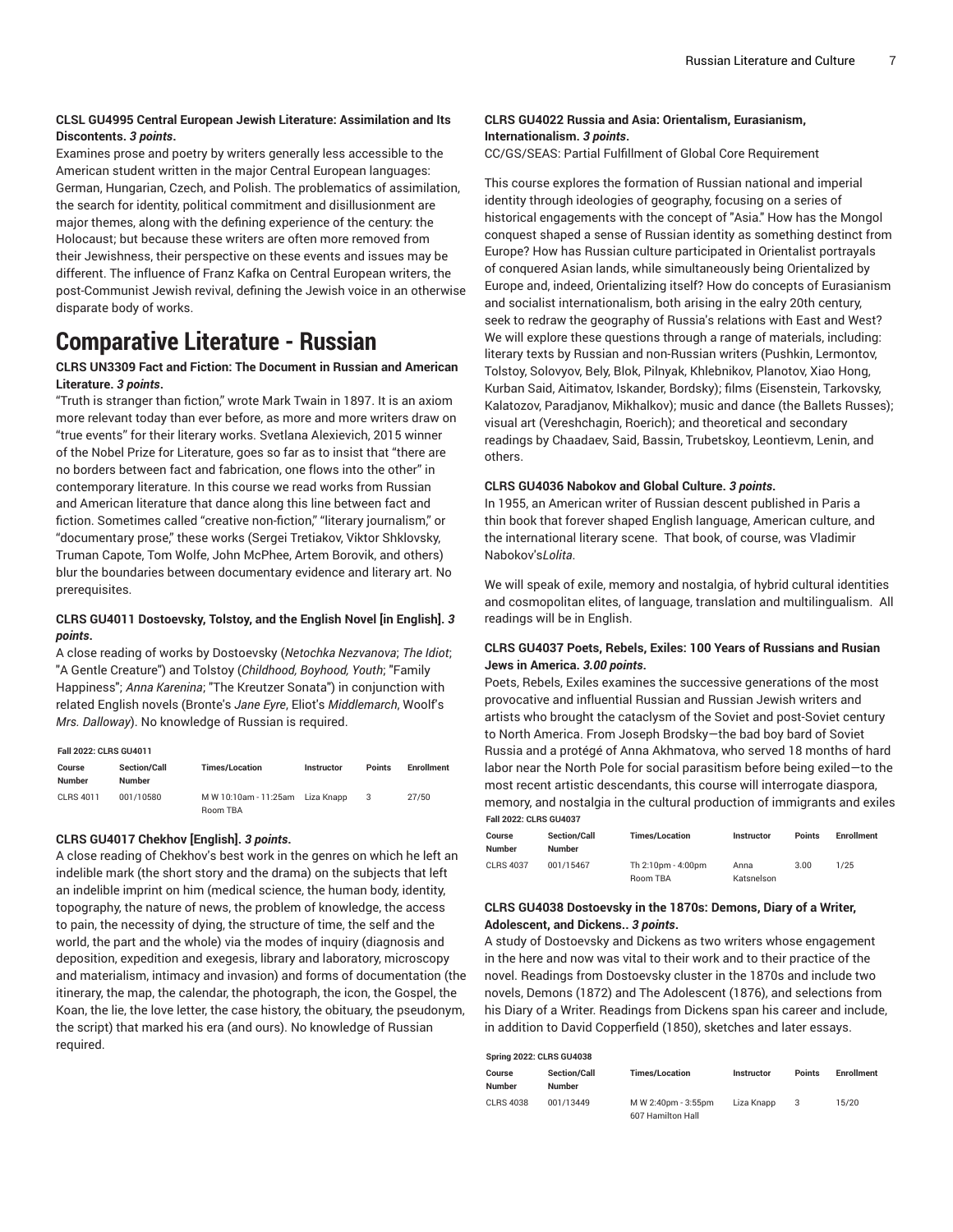**CLSL GU4995 Central European Jewish Literature: Assimilation and Its Discontents.** ***3 points*****.**

Examines prose and poetry by writers generally less accessible to the American student written in the major Central European languages: German, Hungarian, Czech, and Polish. The problematics of assimilation, the search for identity, political commitment and disillusionment are major themes, along with the defining experience of the century: the Holocaust; but because these writers are often more removed from their Jewishness, their perspective on these events and issues may be different. The influence of Franz Kafka on Central European writers, the post-Communist Jewish revival, defining the Jewish voice in an otherwise disparate body of works.

# Comparative Literature - Russian

**CLRS UN3309 Fact and Fiction: The Document in Russian and American Literature.** ***3 points*****.**

"Truth is stranger than fiction," wrote Mark Twain in 1897. It is an axiom more relevant today than ever before, as more and more writers draw on "true events" for their literary works. Svetlana Alexievich, 2015 winner of the Nobel Prize for Literature, goes so far as to insist that "there are no borders between fact and fabrication, one flows into the other" in contemporary literature. In this course we read works from Russian and American literature that dance along this line between fact and fiction. Sometimes called "creative non-fiction," "literary journalism," or "documentary prose," these works (Sergei Tretiakov, Viktor Shklovsky, Truman Capote, Tom Wolfe, John McPhee, Artem Borovik, and others) blur the boundaries between documentary evidence and literary art. No prerequisites.

**CLRS GU4011 Dostoevsky, Tolstoy, and the English Novel [in English].** ***3 points*****.**

A close reading of works by Dostoevsky (*Netochka Nezvanova*; *The Idiot*; "A Gentle Creature") and Tolstoy (*Childhood, Boyhood, Youth*; "Family Happiness"; *Anna Karenina*; "The Kreutzer Sonata") in conjunction with related English novels (Bronte's *Jane Eyre*, Eliot's *Middlemarch*, Woolf's *Mrs. Dalloway*). No knowledge of Russian is required.

**Fall 2022: CLRS GU4011**

| Course Number | Section/Call Number | Times/Location | Instructor | Points | Enrollment |
| --- | --- | --- | --- | --- | --- |
| CLRS 4011 | 001/10580 | M W 10:10am - 11:25am Room TBA | Liza Knapp | 3 | 27/50 |

**CLRS GU4017 Chekhov [English].** ***3 points*****.**

A close reading of Chekhov's best work in the genres on which he left an indelible mark (the short story and the drama) on the subjects that left an indelible imprint on him (medical science, the human body, identity, topography, the nature of news, the problem of knowledge, the access to pain, the necessity of dying, the structure of time, the self and the world, the part and the whole) via the modes of inquiry (diagnosis and deposition, expedition and exegesis, library and laboratory, microscopy and materialism, intimacy and invasion) and forms of documentation (the itinerary, the map, the calendar, the photograph, the icon, the Gospel, the Koan, the lie, the love letter, the case history, the obituary, the pseudonym, the script) that marked his era (and ours). No knowledge of Russian required.

**CLRS GU4022 Russia and Asia: Orientalism, Eurasianism, Internationalism.** ***3 points*****.**

CC/GS/SEAS: Partial Fulfillment of Global Core Requirement

This course explores the formation of Russian national and imperial identity through ideologies of geography, focusing on a series of historical engagements with the concept of "Asia." How has the Mongol conquest shaped a sense of Russian identity as something destinct from Europe? How has Russian culture participated in Orientalist portrayals of conquered Asian lands, while simultaneously being Orientalized by Europe and, indeed, Orientalizing itself? How do concepts of Eurasianism and socialist internationalism, both arising in the ealry 20th century, seek to redraw the geography of Russia's relations with East and West? We will explore these questions through a range of materials, including: literary texts by Russian and non-Russian writers (Pushkin, Lermontov, Tolstoy, Solovyov, Bely, Blok, Pilnyak, Khlebnikov, Planotov, Xiao Hong, Kurban Said, Aitimatov, Iskander, Bordsky); films (Eisenstein, Tarkovsky, Kalatozov, Paradjanov, Mikhalkov); music and dance (the Ballets Russes); visual art (Vereshchagin, Roerich); and theoretical and secondary readings by Chaadaev, Said, Bassin, Trubetskoy, Leontievm, Lenin, and others.

**CLRS GU4036 Nabokov and Global Culture.** ***3 points*****.**

In 1955, an American writer of Russian descent published in Paris a thin book that forever shaped English language, American culture, and the international literary scene. That book, of course, was Vladimir Nabokov's*Lolita*.

We will speak of exile, memory and nostalgia, of hybrid cultural identities and cosmopolitan elites, of language, translation and multilingualism. All readings will be in English.

**CLRS GU4037 Poets, Rebels, Exiles: 100 Years of Russians and Rusian Jews in America.** ***3.00 points*****.**

Poets, Rebels, Exiles examines the successive generations of the most provocative and influential Russian and Russian Jewish writers and artists who brought the cataclysm of the Soviet and post-Soviet century to North America. From Joseph Brodsky—the bad boy bard of Soviet Russia and a protégé of Anna Akhmatova, who served 18 months of hard labor near the North Pole for social parasitism before being exiled—to the most recent artistic descendants, this course will interrogate diaspora, memory, and nostalgia in the cultural production of immigrants and exiles

**Fall 2022: CLRS GU4037**

| Course Number | Section/Call Number | Times/Location | Instructor | Points | Enrollment |
| --- | --- | --- | --- | --- | --- |
| CLRS 4037 | 001/15467 | Th 2:10pm - 4:00pm Room TBA | Anna Katsnelson | 3.00 | 1/25 |

**CLRS GU4038 Dostoevsky in the 1870s: Demons, Diary of a Writer, Adolescent, and Dickens..** ***3 points*****.**

A study of Dostoevsky and Dickens as two writers whose engagement in the here and now was vital to their work and to their practice of the novel. Readings from Dostoevsky cluster in the 1870s and include two novels, Demons (1872) and The Adolescent (1876), and selections from his Diary of a Writer. Readings from Dickens span his career and include, in addition to David Copperfield (1850), sketches and later essays.

**Spring 2022: CLRS GU4038**

| Course Number | Section/Call Number | Times/Location | Instructor | Points | Enrollment |
| --- | --- | --- | --- | --- | --- |
| CLRS 4038 | 001/13449 | M W 2:40pm - 3:55pm 607 Hamilton Hall | Liza Knapp | 3 | 15/20 |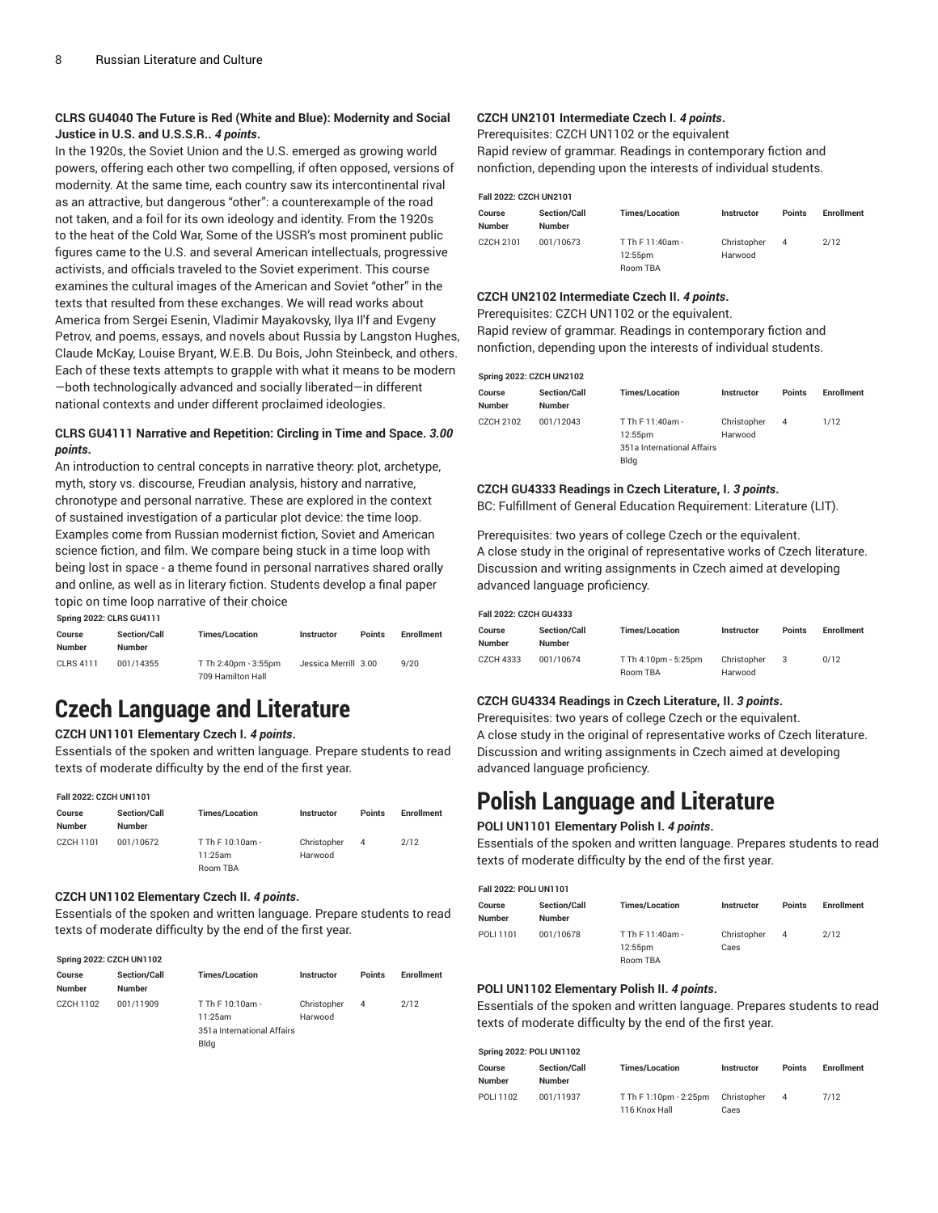**CLRS GU4040 The Future is Red (White and Blue): Modernity and Social Justice in U.S. and U.S.S.R.. *4 points*.**

In the 1920s, the Soviet Union and the U.S. emerged as growing world powers, offering each other two compelling, if often opposed, versions of modernity. At the same time, each country saw its intercontinental rival as an attractive, but dangerous "other": a counterexample of the road not taken, and a foil for its own ideology and identity. From the 1920s to the heat of the Cold War, Some of the USSR's most prominent public figures came to the U.S. and several American intellectuals, progressive activists, and officials traveled to the Soviet experiment. This course examines the cultural images of the American and Soviet "other" in the texts that resulted from these exchanges. We will read works about America from Sergei Esenin, Vladimir Mayakovsky, Ilya Il'f and Evgeny Petrov, and poems, essays, and novels about Russia by Langston Hughes, Claude McKay, Louise Bryant, W.E.B. Du Bois, John Steinbeck, and others. Each of these texts attempts to grapple with what it means to be modern —both technologically advanced and socially liberated—in different national contexts and under different proclaimed ideologies.

**CLRS GU4111 Narrative and Repetition: Circling in Time and Space. *3.00 points*.**

An introduction to central concepts in narrative theory: plot, archetype, myth, story vs. discourse, Freudian analysis, history and narrative, chronotype and personal narrative. These are explored in the context of sustained investigation of a particular plot device: the time loop. Examples come from Russian modernist fiction, Soviet and American science fiction, and film. We compare being stuck in a time loop with being lost in space - a theme found in personal narratives shared orally and online, as well as in literary fiction. Students develop a final paper topic on time loop narrative of their choice

**Spring 2022: CLRS GU4111**

| Course Number | Section/Call Number | Times/Location | Instructor | Points | Enrollment |
|---|---|---|---|---|---|
| CLRS 4111 | 001/14355 | T Th 2:40pm - 3:55pm 709 Hamilton Hall | Jessica Merrill | 3.00 | 9/20 |

# Czech Language and Literature

**CZCH UN1101 Elementary Czech I. *4 points*.**

Essentials of the spoken and written language. Prepare students to read texts of moderate difficulty by the end of the first year.

**Fall 2022: CZCH UN1101**

| Course Number | Section/Call Number | Times/Location | Instructor | Points | Enrollment |
|---|---|---|---|---|---|
| CZCH 1101 | 001/10672 | T Th F 10:10am - 11:25am Room TBA | Christopher Harwood | 4 | 2/12 |

**CZCH UN1102 Elementary Czech II. *4 points*.**

Essentials of the spoken and written language. Prepare students to read texts of moderate difficulty by the end of the first year.

**Spring 2022: CZCH UN1102**

| Course Number | Section/Call Number | Times/Location | Instructor | Points | Enrollment |
|---|---|---|---|---|---|
| CZCH 1102 | 001/11909 | T Th F 10:10am - 11:25am 351a International Affairs Bldg | Christopher Harwood | 4 | 2/12 |

**CZCH UN2101 Intermediate Czech I. *4 points*.**

Prerequisites: CZCH UN1102 or the equivalent

Rapid review of grammar. Readings in contemporary fiction and nonfiction, depending upon the interests of individual students.

**Fall 2022: CZCH UN2101**

| Course Number | Section/Call Number | Times/Location | Instructor | Points | Enrollment |
|---|---|---|---|---|---|
| CZCH 2101 | 001/10673 | T Th F 11:40am - 12:55pm Room TBA | Christopher Harwood | 4 | 2/12 |

**CZCH UN2102 Intermediate Czech II. *4 points*.**

Prerequisites: CZCH UN1102 or the equivalent.

Rapid review of grammar. Readings in contemporary fiction and nonfiction, depending upon the interests of individual students.

**Spring 2022: CZCH UN2102**

| Course Number | Section/Call Number | Times/Location | Instructor | Points | Enrollment |
|---|---|---|---|---|---|
| CZCH 2102 | 001/12043 | T Th F 11:40am - 12:55pm 351a International Affairs Bldg | Christopher Harwood | 4 | 1/12 |

**CZCH GU4333 Readings in Czech Literature, I. *3 points*.**

BC: Fulfillment of General Education Requirement: Literature (LIT).

Prerequisites: two years of college Czech or the equivalent.

A close study in the original of representative works of Czech literature. Discussion and writing assignments in Czech aimed at developing advanced language proficiency.

**Fall 2022: CZCH GU4333**

| Course Number | Section/Call Number | Times/Location | Instructor | Points | Enrollment |
|---|---|---|---|---|---|
| CZCH 4333 | 001/10674 | T Th 4:10pm - 5:25pm Room TBA | Christopher Harwood | 3 | 0/12 |

**CZCH GU4334 Readings in Czech Literature, II. *3 points*.**

Prerequisites: two years of college Czech or the equivalent.

A close study in the original of representative works of Czech literature. Discussion and writing assignments in Czech aimed at developing advanced language proficiency.

# Polish Language and Literature

**POLI UN1101 Elementary Polish I. *4 points*.**

Essentials of the spoken and written language. Prepares students to read texts of moderate difficulty by the end of the first year.

**Fall 2022: POLI UN1101**

| Course Number | Section/Call Number | Times/Location | Instructor | Points | Enrollment |
|---|---|---|---|---|---|
| POLI 1101 | 001/10678 | T Th F 11:40am - 12:55pm Room TBA | Christopher Caes | 4 | 2/12 |

**POLI UN1102 Elementary Polish II. *4 points*.**

Essentials of the spoken and written language. Prepares students to read texts of moderate difficulty by the end of the first year.

**Spring 2022: POLI UN1102**

| Course Number | Section/Call Number | Times/Location | Instructor | Points | Enrollment |
|---|---|---|---|---|---|
| POLI 1102 | 001/11937 | T Th F 1:10pm - 2:25pm 116 Knox Hall | Christopher Caes | 4 | 7/12 |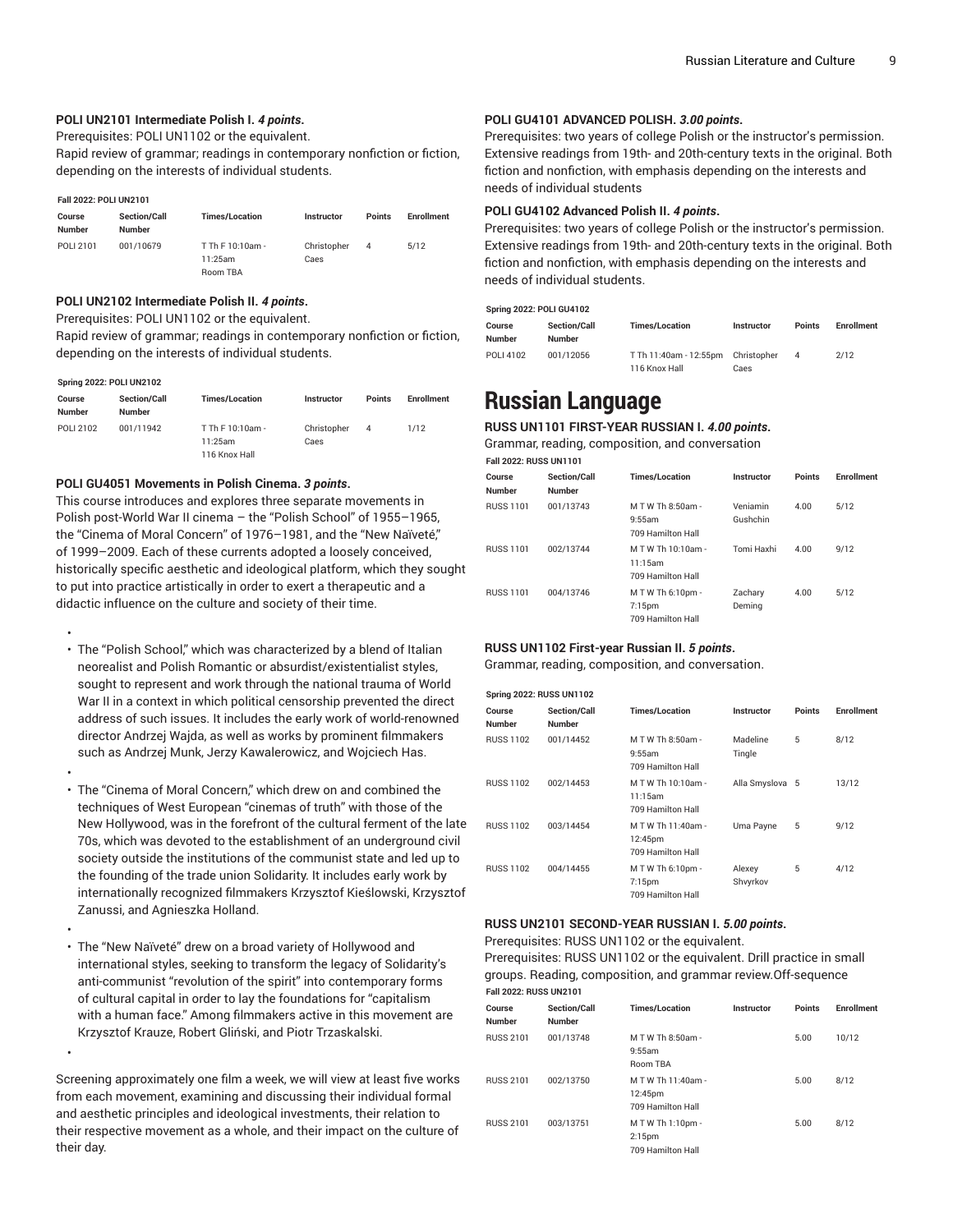#### POLI UN2101 Intermediate Polish I. *4 points*.

Prerequisites: POLI UN1102 or the equivalent.

Rapid review of grammar; readings in contemporary nonfiction or fiction, depending on the interests of individual students.

**Fall 2022: POLI UN2101**

| Course Number | Section/Call Number | Times/Location | Instructor | Points | Enrollment |
|---|---|---|---|---|---|
| POLI 2101 | 001/10679 | T Th F 10:10am - 11:25am Room TBA | Christopher Caes | 4 | 5/12 |

#### POLI UN2102 Intermediate Polish II. *4 points*.

Prerequisites: POLI UN1102 or the equivalent.

Rapid review of grammar; readings in contemporary nonfiction or fiction, depending on the interests of individual students.

**Spring 2022: POLI UN2102**

| Course Number | Section/Call Number | Times/Location | Instructor | Points | Enrollment |
|---|---|---|---|---|---|
| POLI 2102 | 001/11942 | T Th F 10:10am - 11:25am 116 Knox Hall | Christopher Caes | 4 | 1/12 |

#### POLI GU4051 Movements in Polish Cinema. *3 points*.

This course introduces and explores three separate movements in Polish post-World War II cinema – the "Polish School" of 1955–1965, the "Cinema of Moral Concern" of 1976–1981, and the "New Naïveté," of 1999–2009. Each of these currents adopted a loosely conceived, historically specific aesthetic and ideological platform, which they sought to put into practice artistically in order to exert a therapeutic and a didactic influence on the culture and society of their time.

- The "Polish School," which was characterized by a blend of Italian neorealist and Polish Romantic or absurdist/existentialist styles, sought to represent and work through the national trauma of World War II in a context in which political censorship prevented the direct address of such issues. It includes the early work of world-renowned director Andrzej Wajda, as well as works by prominent filmmakers such as Andrzej Munk, Jerzy Kawalerowicz, and Wojciech Has.
- The "Cinema of Moral Concern," which drew on and combined the techniques of West European "cinemas of truth" with those of the New Hollywood, was in the forefront of the cultural ferment of the late 70s, which was devoted to the establishment of an underground civil society outside the institutions of the communist state and led up to the founding of the trade union Solidarity. It includes early work by internationally recognized filmmakers Krzysztof Kieślowski, Krzysztof Zanussi, and Agnieszka Holland.
- The "New Naïveté" drew on a broad variety of Hollywood and international styles, seeking to transform the legacy of Solidarity's anti-communist "revolution of the spirit" into contemporary forms of cultural capital in order to lay the foundations for "capitalism with a human face." Among filmmakers active in this movement are Krzysztof Krauze, Robert Gliński, and Piotr Trzaskalski.

Screening approximately one film a week, we will view at least five works from each movement, examining and discussing their individual formal and aesthetic principles and ideological investments, their relation to their respective movement as a whole, and their impact on the culture of their day.

#### POLI GU4101 ADVANCED POLISH. *3.00 points*.

Prerequisites: two years of college Polish or the instructor's permission. Extensive readings from 19th- and 20th-century texts in the original. Both fiction and nonfiction, with emphasis depending on the interests and needs of individual students

#### POLI GU4102 Advanced Polish II. *4 points*.

Prerequisites: two years of college Polish or the instructor's permission. Extensive readings from 19th- and 20th-century texts in the original. Both fiction and nonfiction, with emphasis depending on the interests and needs of individual students.

**Spring 2022: POLI GU4102**

| Course Number | Section/Call Number | Times/Location | Instructor | Points | Enrollment |
|---|---|---|---|---|---|
| POLI 4102 | 001/12056 | T Th 11:40am - 12:55pm 116 Knox Hall | Christopher Caes | 4 | 2/12 |

# Russian Language

#### RUSS UN1101 FIRST-YEAR RUSSIAN I. *4.00 points*.

Grammar, reading, composition, and conversation

**Fall 2022: RUSS UN1101**

| Course Number | Section/Call Number | Times/Location | Instructor | Points | Enrollment |
|---|---|---|---|---|---|
| RUSS 1101 | 001/13743 | M T W Th 8:50am - 9:55am 709 Hamilton Hall | Veniamin Gushchin | 4.00 | 5/12 |
| RUSS 1101 | 002/13744 | M T W Th 10:10am - 11:15am 709 Hamilton Hall | Tomi Haxhi | 4.00 | 9/12 |
| RUSS 1101 | 004/13746 | M T W Th 6:10pm - 7:15pm 709 Hamilton Hall | Zachary Deming | 4.00 | 5/12 |

#### RUSS UN1102 First-year Russian II. *5 points*.

Grammar, reading, composition, and conversation.

**Spring 2022: RUSS UN1102**

| Course Number | Section/Call Number | Times/Location | Instructor | Points | Enrollment |
|---|---|---|---|---|---|
| RUSS 1102 | 001/14452 | M T W Th 8:50am - 9:55am 709 Hamilton Hall | Madeline Tingle | 5 | 8/12 |
| RUSS 1102 | 002/14453 | M T W Th 10:10am - 11:15am 709 Hamilton Hall | Alla Smyslova | 5 | 13/12 |
| RUSS 1102 | 003/14454 | M T W Th 11:40am - 12:45pm 709 Hamilton Hall | Uma Payne | 5 | 9/12 |
| RUSS 1102 | 004/14455 | M T W Th 6:10pm - 7:15pm 709 Hamilton Hall | Alexey Shvyrkov | 5 | 4/12 |

#### RUSS UN2101 SECOND-YEAR RUSSIAN I. *5.00 points*.

Prerequisites: RUSS UN1102 or the equivalent.

Prerequisites: RUSS UN1102 or the equivalent. Drill practice in small groups. Reading, composition, and grammar review.Off-sequence

**Fall 2022: RUSS UN2101**

| Course Number | Section/Call Number | Times/Location | Instructor | Points | Enrollment |
|---|---|---|---|---|---|
| RUSS 2101 | 001/13748 | M T W Th 8:50am - 9:55am Room TBA | | 5.00 | 10/12 |
| RUSS 2101 | 002/13750 | M T W Th 11:40am - 12:45pm 709 Hamilton Hall | | 5.00 | 8/12 |
| RUSS 2101 | 003/13751 | M T W Th 1:10pm - 2:15pm 709 Hamilton Hall | | 5.00 | 8/12 |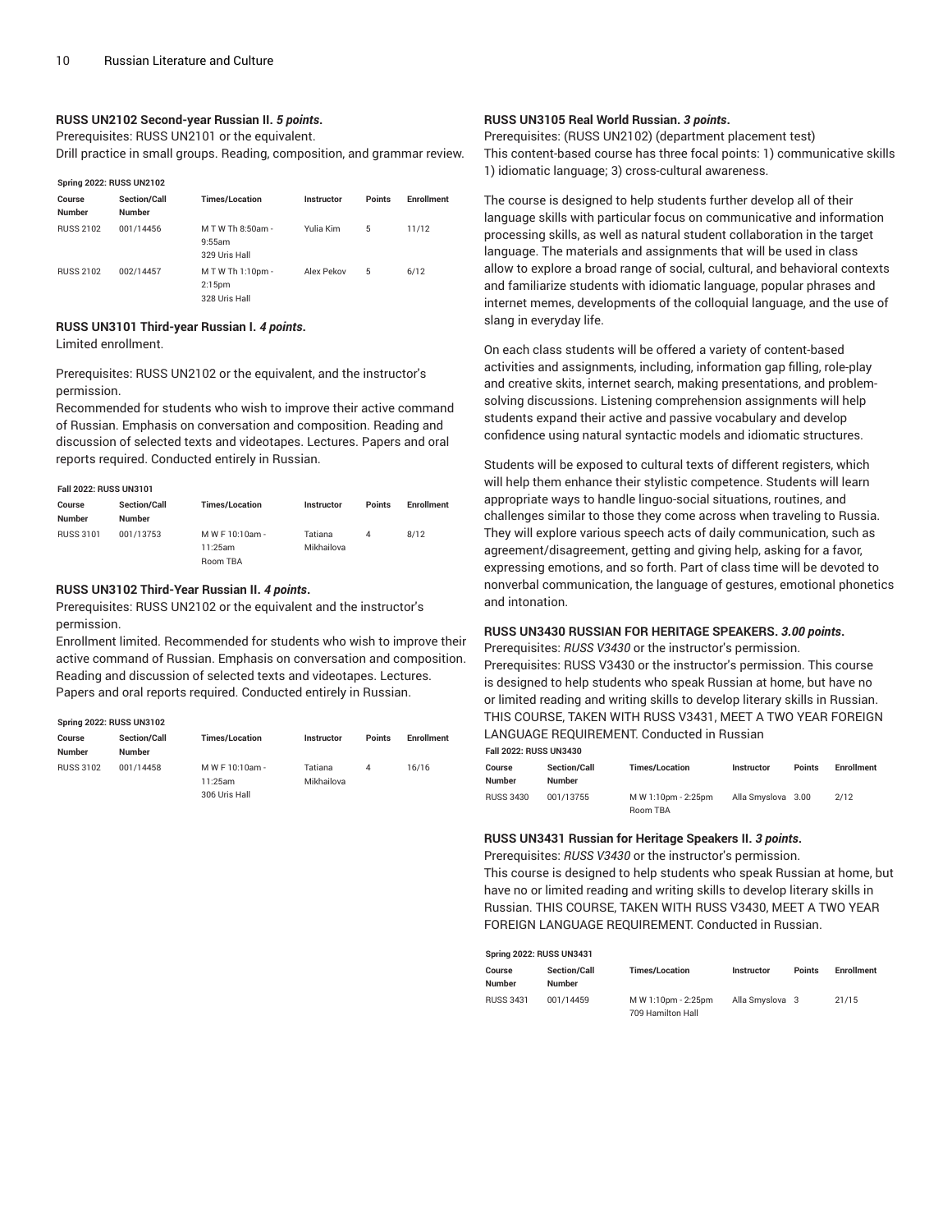### RUSS UN2102 Second-year Russian II. *5 points*.

Prerequisites: RUSS UN2101 or the equivalent.
Drill practice in small groups. Reading, composition, and grammar review.

**Spring 2022: RUSS UN2102**

| Course Number | Section/Call Number | Times/Location | Instructor | Points | Enrollment |
|---|---|---|---|---|---|
| RUSS 2102 | 001/14456 | M T W Th 8:50am - 9:55am 329 Uris Hall | Yulia Kim | 5 | 11/12 |
| RUSS 2102 | 002/14457 | M T W Th 1:10pm - 2:15pm 328 Uris Hall | Alex Pekov | 5 | 6/12 |

### RUSS UN3101 Third-year Russian I. *4 points*.

Limited enrollment.

Prerequisites: RUSS UN2102 or the equivalent, and the instructor's permission.
Recommended for students who wish to improve their active command of Russian. Emphasis on conversation and composition. Reading and discussion of selected texts and videotapes. Lectures. Papers and oral reports required. Conducted entirely in Russian.

**Fall 2022: RUSS UN3101**

| Course Number | Section/Call Number | Times/Location | Instructor | Points | Enrollment |
|---|---|---|---|---|---|
| RUSS 3101 | 001/13753 | M W F 10:10am - 11:25am Room TBA | Tatiana Mikhailova | 4 | 8/12 |

### RUSS UN3102 Third-Year Russian II. *4 points*.

Prerequisites: RUSS UN2102 or the equivalent and the instructor's permission.
Enrollment limited. Recommended for students who wish to improve their active command of Russian. Emphasis on conversation and composition. Reading and discussion of selected texts and videotapes. Lectures. Papers and oral reports required. Conducted entirely in Russian.

**Spring 2022: RUSS UN3102**

| Course Number | Section/Call Number | Times/Location | Instructor | Points | Enrollment |
|---|---|---|---|---|---|
| RUSS 3102 | 001/14458 | M W F 10:10am - 11:25am 306 Uris Hall | Tatiana Mikhailova | 4 | 16/16 |

### RUSS UN3105 Real World Russian. *3 points*.

Prerequisites: (RUSS UN2102) (department placement test)
This content-based course has three focal points: 1) communicative skills 1) idiomatic language; 3) cross-cultural awareness.

The course is designed to help students further develop all of their language skills with particular focus on communicative and information processing skills, as well as natural student collaboration in the target language. The materials and assignments that will be used in class allow to explore a broad range of social, cultural, and behavioral contexts and familiarize students with idiomatic language, popular phrases and internet memes, developments of the colloquial language, and the use of slang in everyday life.

On each class students will be offered a variety of content-based activities and assignments, including, information gap filling, role-play and creative skits, internet search, making presentations, and problem-solving discussions. Listening comprehension assignments will help students expand their active and passive vocabulary and develop confidence using natural syntactic models and idiomatic structures.

Students will be exposed to cultural texts of different registers, which will help them enhance their stylistic competence. Students will learn appropriate ways to handle linguo-social situations, routines, and challenges similar to those they come across when traveling to Russia. They will explore various speech acts of daily communication, such as agreement/disagreement, getting and giving help, asking for a favor, expressing emotions, and so forth. Part of class time will be devoted to nonverbal communication, the language of gestures, emotional phonetics and intonation.

### RUSS UN3430 RUSSIAN FOR HERITAGE SPEAKERS. *3.00 points*.

Prerequisites: *RUSS V3430* or the instructor's permission.
Prerequisites: RUSS V3430 or the instructor's permission. This course is designed to help students who speak Russian at home, but have no or limited reading and writing skills to develop literary skills in Russian. THIS COURSE, TAKEN WITH RUSS V3431, MEET A TWO YEAR FOREIGN LANGUAGE REQUIREMENT. Conducted in Russian

**Fall 2022: RUSS UN3430**

| Course Number | Section/Call Number | Times/Location | Instructor | Points | Enrollment |
|---|---|---|---|---|---|
| RUSS 3430 | 001/13755 | M W 1:10pm - 2:25pm Room TBA | Alla Smyslova | 3.00 | 2/12 |

### RUSS UN3431 Russian for Heritage Speakers II. *3 points*.

Prerequisites: *RUSS V3430* or the instructor's permission.
This course is designed to help students who speak Russian at home, but have no or limited reading and writing skills to develop literary skills in Russian. THIS COURSE, TAKEN WITH RUSS V3430, MEET A TWO YEAR FOREIGN LANGUAGE REQUIREMENT. Conducted in Russian.

**Spring 2022: RUSS UN3431**

| Course Number | Section/Call Number | Times/Location | Instructor | Points | Enrollment |
|---|---|---|---|---|---|
| RUSS 3431 | 001/14459 | M W 1:10pm - 2:25pm 709 Hamilton Hall | Alla Smyslova | 3 | 21/15 |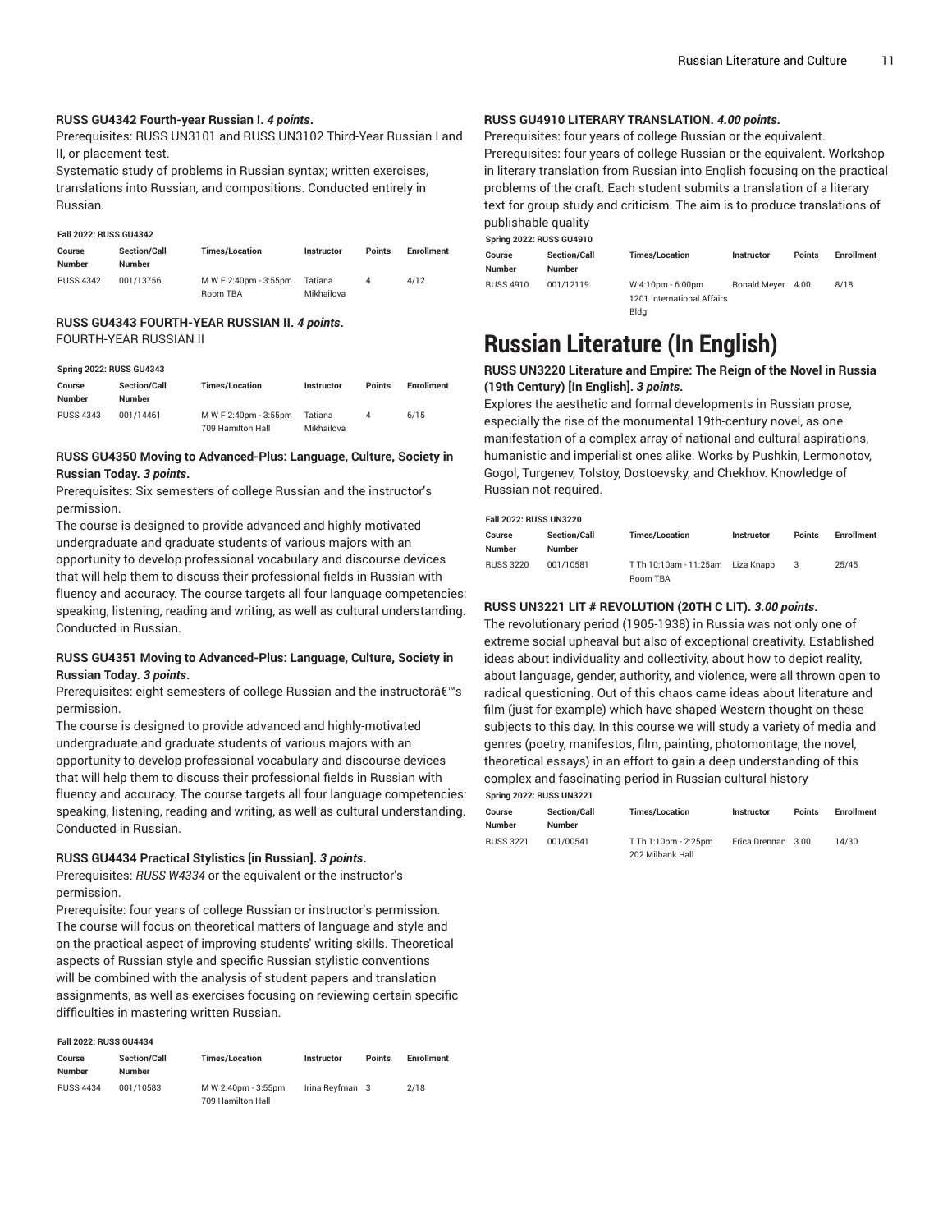#### RUSS GU4342 Fourth-year Russian I. *4 points*.

Prerequisites: RUSS UN3101 and RUSS UN3102 Third-Year Russian I and II, or placement test.
Systematic study of problems in Russian syntax; written exercises, translations into Russian, and compositions. Conducted entirely in Russian.

Fall 2022: RUSS GU4342

| Course Number | Section/Call Number | Times/Location | Instructor | Points | Enrollment |
| --- | --- | --- | --- | --- | --- |
| RUSS 4342 | 001/13756 | M W F 2:40pm - 3:55pm Room TBA | Tatiana Mikhailova | 4 | 4/12 |

#### RUSS GU4343 FOURTH-YEAR RUSSIAN II. *4 points*.

FOURTH-YEAR RUSSIAN II

Spring 2022: RUSS GU4343

| Course Number | Section/Call Number | Times/Location | Instructor | Points | Enrollment |
| --- | --- | --- | --- | --- | --- |
| RUSS 4343 | 001/14461 | M W F 2:40pm - 3:55pm 709 Hamilton Hall | Tatiana Mikhailova | 4 | 6/15 |

#### RUSS GU4350 Moving to Advanced-Plus: Language, Culture, Society in Russian Today. *3 points*.

Prerequisites: Six semesters of college Russian and the instructor's permission.
The course is designed to provide advanced and highly-motivated undergraduate and graduate students of various majors with an opportunity to develop professional vocabulary and discourse devices that will help them to discuss their professional fields in Russian with fluency and accuracy. The course targets all four language competencies: speaking, listening, reading and writing, as well as cultural understanding. Conducted in Russian.

#### RUSS GU4351 Moving to Advanced-Plus: Language, Culture, Society in Russian Today. *3 points*.

Prerequisites: eight semesters of college Russian and the instructorâ€™s permission.
The course is designed to provide advanced and highly-motivated undergraduate and graduate students of various majors with an opportunity to develop professional vocabulary and discourse devices that will help them to discuss their professional fields in Russian with fluency and accuracy. The course targets all four language competencies: speaking, listening, reading and writing, as well as cultural understanding. Conducted in Russian.

#### RUSS GU4434 Practical Stylistics [in Russian]. *3 points*.

Prerequisites: *RUSS W4334* or the equivalent or the instructor's permission.
Prerequisite: four years of college Russian or instructor's permission. The course will focus on theoretical matters of language and style and on the practical aspect of improving students' writing skills. Theoretical aspects of Russian style and specific Russian stylistic conventions will be combined with the analysis of student papers and translation assignments, as well as exercises focusing on reviewing certain specific difficulties in mastering written Russian.

Fall 2022: RUSS GU4434

| Course Number | Section/Call Number | Times/Location | Instructor | Points | Enrollment |
| --- | --- | --- | --- | --- | --- |
| RUSS 4434 | 001/10583 | M W 2:40pm - 3:55pm 709 Hamilton Hall | Irina Reyfman | 3 | 2/18 |

#### RUSS GU4910 LITERARY TRANSLATION. *4.00 points*.

Prerequisites: four years of college Russian or the equivalent.
Prerequisites: four years of college Russian or the equivalent. Workshop in literary translation from Russian into English focusing on the practical problems of the craft. Each student submits a translation of a literary text for group study and criticism. The aim is to produce translations of publishable quality

Spring 2022: RUSS GU4910

| Course Number | Section/Call Number | Times/Location | Instructor | Points | Enrollment |
| --- | --- | --- | --- | --- | --- |
| RUSS 4910 | 001/12119 | W 4:10pm - 6:00pm 1201 International Affairs Bldg | Ronald Meyer | 4.00 | 8/18 |

# Russian Literature (In English)

#### RUSS UN3220 Literature and Empire: The Reign of the Novel in Russia (19th Century) [In English]. *3 points*.

Explores the aesthetic and formal developments in Russian prose, especially the rise of the monumental 19th-century novel, as one manifestation of a complex array of national and cultural aspirations, humanistic and imperialist ones alike. Works by Pushkin, Lermontov, Gogol, Turgenev, Tolstoy, Dostoevsky, and Chekhov. Knowledge of Russian not required.

Fall 2022: RUSS UN3220

| Course Number | Section/Call Number | Times/Location | Instructor | Points | Enrollment |
| --- | --- | --- | --- | --- | --- |
| RUSS 3220 | 001/10581 | T Th 10:10am - 11:25am Room TBA | Liza Knapp | 3 | 25/45 |

#### RUSS UN3221 LIT # REVOLUTION (20TH C LIT). *3.00 points*.

The revolutionary period (1905-1938) in Russia was not only one of extreme social upheaval but also of exceptional creativity. Established ideas about individuality and collectivity, about how to depict reality, about language, gender, authority, and violence, were all thrown open to radical questioning. Out of this chaos came ideas about literature and film (just for example) which have shaped Western thought on these subjects to this day. In this course we will study a variety of media and genres (poetry, manifestos, film, painting, photomontage, the novel, theoretical essays) in an effort to gain a deep understanding of this complex and fascinating period in Russian cultural history

Spring 2022: RUSS UN3221

| Course Number | Section/Call Number | Times/Location | Instructor | Points | Enrollment |
| --- | --- | --- | --- | --- | --- |
| RUSS 3221 | 001/00541 | T Th 1:10pm - 2:25pm 202 Milbank Hall | Erica Drennan | 3.00 | 14/30 |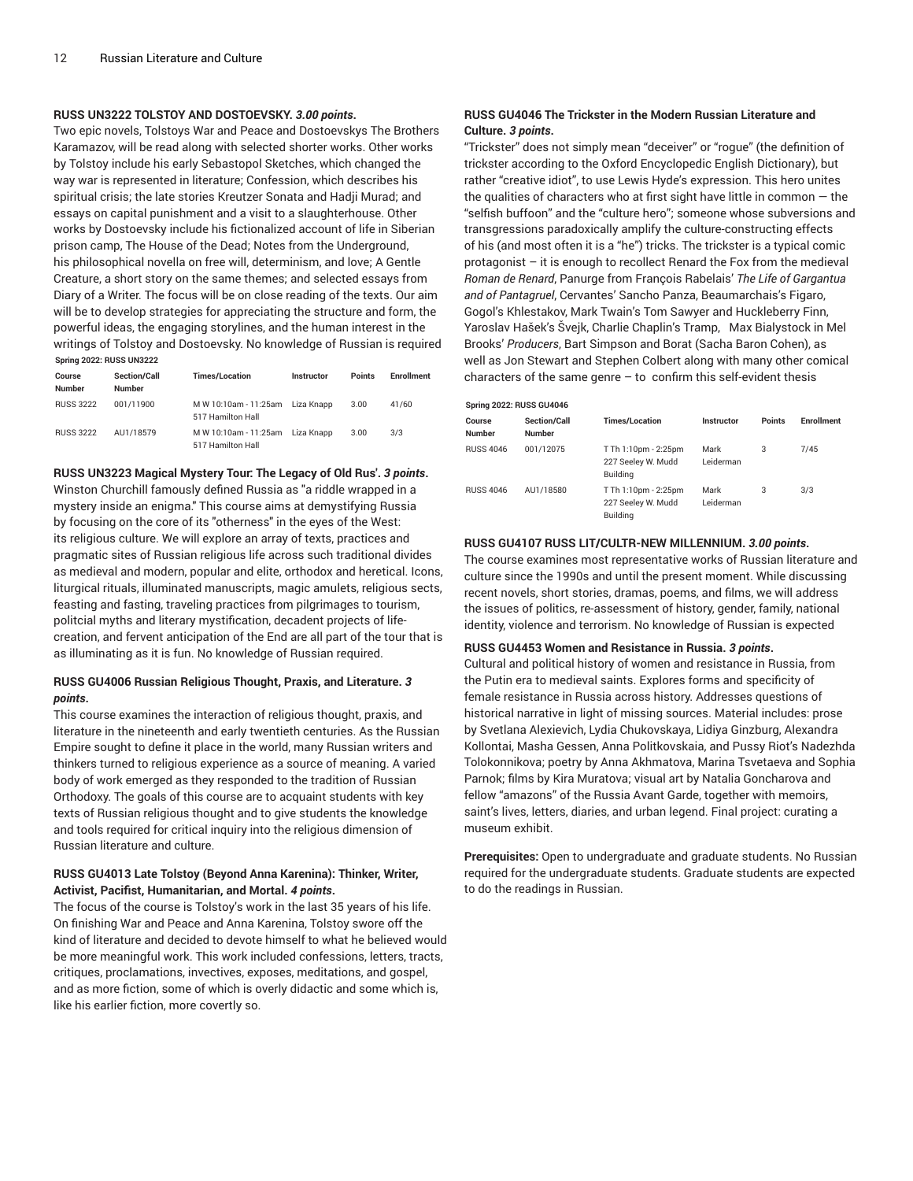**RUSS UN3222 TOLSTOY AND DOSTOEVSKY.** ***3.00 points*****.**

Two epic novels, Tolstoys War and Peace and Dostoevskys The Brothers Karamazov, will be read along with selected shorter works. Other works by Tolstoy include his early Sebastopol Sketches, which changed the way war is represented in literature; Confession, which describes his spiritual crisis; the late stories Kreutzer Sonata and Hadji Murad; and essays on capital punishment and a visit to a slaughterhouse. Other works by Dostoevsky include his fictionalized account of life in Siberian prison camp, The House of the Dead; Notes from the Underground, his philosophical novella on free will, determinism, and love; A Gentle Creature, a short story on the same themes; and selected essays from Diary of a Writer. The focus will be on close reading of the texts. Our aim will be to develop strategies for appreciating the structure and form, the powerful ideas, the engaging storylines, and the human interest in the writings of Tolstoy and Dostoevsky. No knowledge of Russian is required

**Spring 2022: RUSS UN3222**

| Course Number | Section/Call Number | Times/Location | Instructor | Points | Enrollment |
|---|---|---|---|---|---|
| RUSS 3222 | 001/11900 | M W 10:10am - 11:25am<br>517 Hamilton Hall | Liza Knapp | 3.00 | 41/60 |
| RUSS 3222 | AU1/18579 | M W 10:10am - 11:25am<br>517 Hamilton Hall | Liza Knapp | 3.00 | 3/3 |

**RUSS UN3223 Magical Mystery Tour: The Legacy of Old Rus'.** ***3 points*****.**

Winston Churchill famously defined Russia as "a riddle wrapped in a mystery inside an enigma." This course aims at demystifying Russia by focusing on the core of its "otherness" in the eyes of the West: its religious culture. We will explore an array of texts, practices and pragmatic sites of Russian religious life across such traditional divides as medieval and modern, popular and elite, orthodox and heretical. Icons, liturgical rituals, illuminated manuscripts, magic amulets, religious sects, feasting and fasting, traveling practices from pilgrimages to tourism, politcial myths and literary mystification, decadent projects of life-creation, and fervent anticipation of the End are all part of the tour that is as illuminating as it is fun. No knowledge of Russian required.

**RUSS GU4006 Russian Religious Thought, Praxis, and Literature.** ***3 points*****.**

This course examines the interaction of religious thought, praxis, and literature in the nineteenth and early twentieth centuries. As the Russian Empire sought to define it place in the world, many Russian writers and thinkers turned to religious experience as a source of meaning. A varied body of work emerged as they responded to the tradition of Russian Orthodoxy. The goals of this course are to acquaint students with key texts of Russian religious thought and to give students the knowledge and tools required for critical inquiry into the religious dimension of Russian literature and culture.

**RUSS GU4013 Late Tolstoy (Beyond Anna Karenina): Thinker, Writer, Activist, Pacifist, Humanitarian, and Mortal.** ***4 points*****.**

The focus of the course is Tolstoy's work in the last 35 years of his life. On finishing War and Peace and Anna Karenina, Tolstoy swore off the kind of literature and decided to devote himself to what he believed would be more meaningful work. This work included confessions, letters, tracts, critiques, proclamations, invectives, exposes, meditations, and gospel, and as more fiction, some of which is overly didactic and some which is, like his earlier fiction, more covertly so.

**RUSS GU4046 The Trickster in the Modern Russian Literature and Culture.** ***3 points*****.**

"Trickster" does not simply mean "deceiver" or "rogue" (the definition of trickster according to the Oxford Encyclopedic English Dictionary), but rather "creative idiot", to use Lewis Hyde's expression. This hero unites the qualities of characters who at first sight have little in common — the "selfish buffoon" and the "culture hero"; someone whose subversions and transgressions paradoxically amplify the culture-constructing effects of his (and most often it is a "he") tricks. The trickster is a typical comic protagonist – it is enough to recollect Renard the Fox from the medieval *Roman de Renard*, Panurge from François Rabelais' *The Life of Gargantua and of Pantagruel*, Cervantes' Sancho Panza, Beaumarchais's Figaro, Gogol's Khlestakov, Mark Twain's Tom Sawyer and Huckleberry Finn, Yaroslav Hašek's Švejk, Charlie Chaplin's Tramp, Max Bialystock in Mel Brooks' *Producers*, Bart Simpson and Borat (Sacha Baron Cohen), as well as Jon Stewart and Stephen Colbert along with many other comical characters of the same genre – to confirm this self-evident thesis

**Spring 2022: RUSS GU4046**

| Course Number | Section/Call Number | Times/Location | Instructor | Points | Enrollment |
|---|---|---|---|---|---|
| RUSS 4046 | 001/12075 | T Th 1:10pm - 2:25pm<br>227 Seeley W. Mudd Building | Mark Leiderman | 3 | 7/45 |
| RUSS 4046 | AU1/18580 | T Th 1:10pm - 2:25pm<br>227 Seeley W. Mudd Building | Mark Leiderman | 3 | 3/3 |

**RUSS GU4107 RUSS LIT/CULTR-NEW MILLENNIUM.** ***3.00 points*****.**

The course examines most representative works of Russian literature and culture since the 1990s and until the present moment. While discussing recent novels, short stories, dramas, poems, and films, we will address the issues of politics, re-assessment of history, gender, family, national identity, violence and terrorism. No knowledge of Russian is expected

**RUSS GU4453 Women and Resistance in Russia.** ***3 points*****.**

Cultural and political history of women and resistance in Russia, from the Putin era to medieval saints. Explores forms and specificity of female resistance in Russia across history. Addresses questions of historical narrative in light of missing sources. Material includes: prose by Svetlana Alexievich, Lydia Chukovskaya, Lidiya Ginzburg, Alexandra Kollontai, Masha Gessen, Anna Politkovskaia, and Pussy Riot's Nadezhda Tolokonnikova; poetry by Anna Akhmatova, Marina Tsvetaeva and Sophia Parnok; films by Kira Muratova; visual art by Natalia Goncharova and fellow "amazons" of the Russia Avant Garde, together with memoirs, saint's lives, letters, diaries, and urban legend. Final project: curating a museum exhibit.

**Prerequisites:** Open to undergraduate and graduate students. No Russian required for the undergraduate students. Graduate students are expected to do the readings in Russian.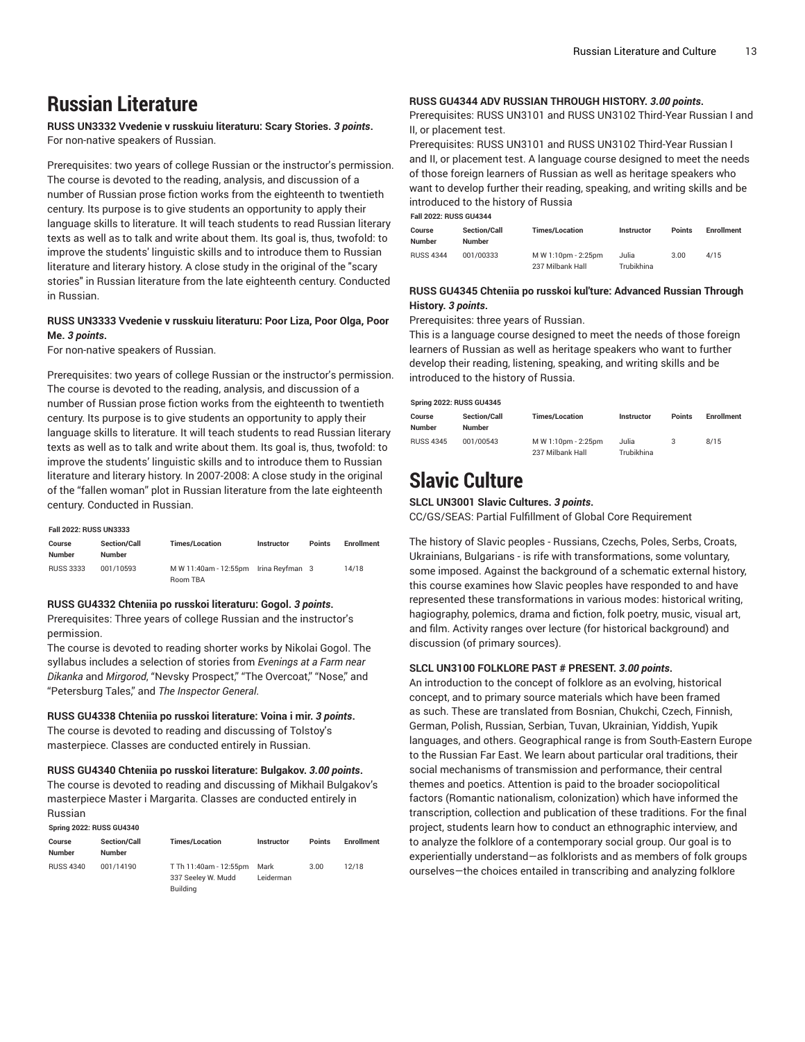# Russian Literature

**RUSS UN3332 Vvedenie v russkuiu literaturu: Scary Stories. *3 points*.**
For non-native speakers of Russian.

Prerequisites: two years of college Russian or the instructor's permission. The course is devoted to the reading, analysis, and discussion of a number of Russian prose fiction works from the eighteenth to twentieth century. Its purpose is to give students an opportunity to apply their language skills to literature. It will teach students to read Russian literary texts as well as to talk and write about them. Its goal is, thus, twofold: to improve the students' linguistic skills and to introduce them to Russian literature and literary history. A close study in the original of the "scary stories" in Russian literature from the late eighteenth century. Conducted in Russian.

**RUSS UN3333 Vvedenie v russkuiu literaturu: Poor Liza, Poor Olga, Poor Me. *3 points*.**
For non-native speakers of Russian.

Prerequisites: two years of college Russian or the instructor's permission. The course is devoted to the reading, analysis, and discussion of a number of Russian prose fiction works from the eighteenth to twentieth century. Its purpose is to give students an opportunity to apply their language skills to literature. It will teach students to read Russian literary texts as well as to talk and write about them. Its goal is, thus, twofold: to improve the students' linguistic skills and to introduce them to Russian literature and literary history. In 2007-2008: A close study in the original of the "fallen woman" plot in Russian literature from the late eighteenth century. Conducted in Russian.

**Fall 2022: RUSS UN3333**

| Course Number | Section/Call Number | Times/Location | Instructor | Points | Enrollment |
|---|---|---|---|---|---|
| RUSS 3333 | 001/10593 | M W 11:40am - 12:55pm Room TBA | Irina Reyfman | 3 | 14/18 |

**RUSS GU4332 Chteniia po russkoi literaturu: Gogol. *3 points*.**
Prerequisites: Three years of college Russian and the instructor's permission.
The course is devoted to reading shorter works by Nikolai Gogol. The syllabus includes a selection of stories from *Evenings at a Farm near Dikanka* and *Mirgorod*, "Nevsky Prospect," "The Overcoat," "Nose," and "Petersburg Tales," and *The Inspector General*.

**RUSS GU4338 Chteniia po russkoi literature: Voina i mir. *3 points*.**
The course is devoted to reading and discussing of Tolstoy's masterpiece. Classes are conducted entirely in Russian.

**RUSS GU4340 Chteniia po russkoi literature: Bulgakov. *3.00 points*.**
The course is devoted to reading and discussing of Mikhail Bulgakov's masterpiece Master i Margarita. Classes are conducted entirely in Russian

**Spring 2022: RUSS GU4340**

| Course Number | Section/Call Number | Times/Location | Instructor | Points | Enrollment |
|---|---|---|---|---|---|
| RUSS 4340 | 001/14190 | T Th 11:40am - 12:55pm 337 Seeley W. Mudd Building | Mark Leiderman | 3.00 | 12/18 |

**RUSS GU4344 ADV RUSSIAN THROUGH HISTORY. *3.00 points*.**
Prerequisites: RUSS UN3101 and RUSS UN3102 Third-Year Russian I and II, or placement test.
Prerequisites: RUSS UN3101 and RUSS UN3102 Third-Year Russian I and II, or placement test. A language course designed to meet the needs of those foreign learners of Russian as well as heritage speakers who want to develop further their reading, speaking, and writing skills and be introduced to the history of Russia

**Fall 2022: RUSS GU4344**

| Course Number | Section/Call Number | Times/Location | Instructor | Points | Enrollment |
|---|---|---|---|---|---|
| RUSS 4344 | 001/00333 | M W 1:10pm - 2:25pm 237 Milbank Hall | Julia Trubikhina | 3.00 | 4/15 |

**RUSS GU4345 Chteniia po russkoi kul'ture: Advanced Russian Through History. *3 points*.**
Prerequisites: three years of Russian.
This is a language course designed to meet the needs of those foreign learners of Russian as well as heritage speakers who want to further develop their reading, listening, speaking, and writing skills and be introduced to the history of Russia.

**Spring 2022: RUSS GU4345**

| Course Number | Section/Call Number | Times/Location | Instructor | Points | Enrollment |
|---|---|---|---|---|---|
| RUSS 4345 | 001/00543 | M W 1:10pm - 2:25pm 237 Milbank Hall | Julia Trubikhina | 3 | 8/15 |

# Slavic Culture

**SLCL UN3001 Slavic Cultures. *3 points*.**
CC/GS/SEAS: Partial Fulfillment of Global Core Requirement

The history of Slavic peoples - Russians, Czechs, Poles, Serbs, Croats, Ukrainians, Bulgarians - is rife with transformations, some voluntary, some imposed. Against the background of a schematic external history, this course examines how Slavic peoples have responded to and have represented these transformations in various modes: historical writing, hagiography, polemics, drama and fiction, folk poetry, music, visual art, and film. Activity ranges over lecture (for historical background) and discussion (of primary sources).

**SLCL UN3100 FOLKLORE PAST # PRESENT. *3.00 points*.**
An introduction to the concept of folklore as an evolving, historical concept, and to primary source materials which have been framed as such. These are translated from Bosnian, Chukchi, Czech, Finnish, German, Polish, Russian, Serbian, Tuvan, Ukrainian, Yiddish, Yupik languages, and others. Geographical range is from South-Eastern Europe to the Russian Far East. We learn about particular oral traditions, their social mechanisms of transmission and performance, their central themes and poetics. Attention is paid to the broader sociopolitical factors (Romantic nationalism, colonization) which have informed the transcription, collection and publication of these traditions. For the final project, students learn how to conduct an ethnographic interview, and to analyze the folklore of a contemporary social group. Our goal is to experientially understand—as folklorists and as members of folk groups ourselves—the choices entailed in transcribing and analyzing folklore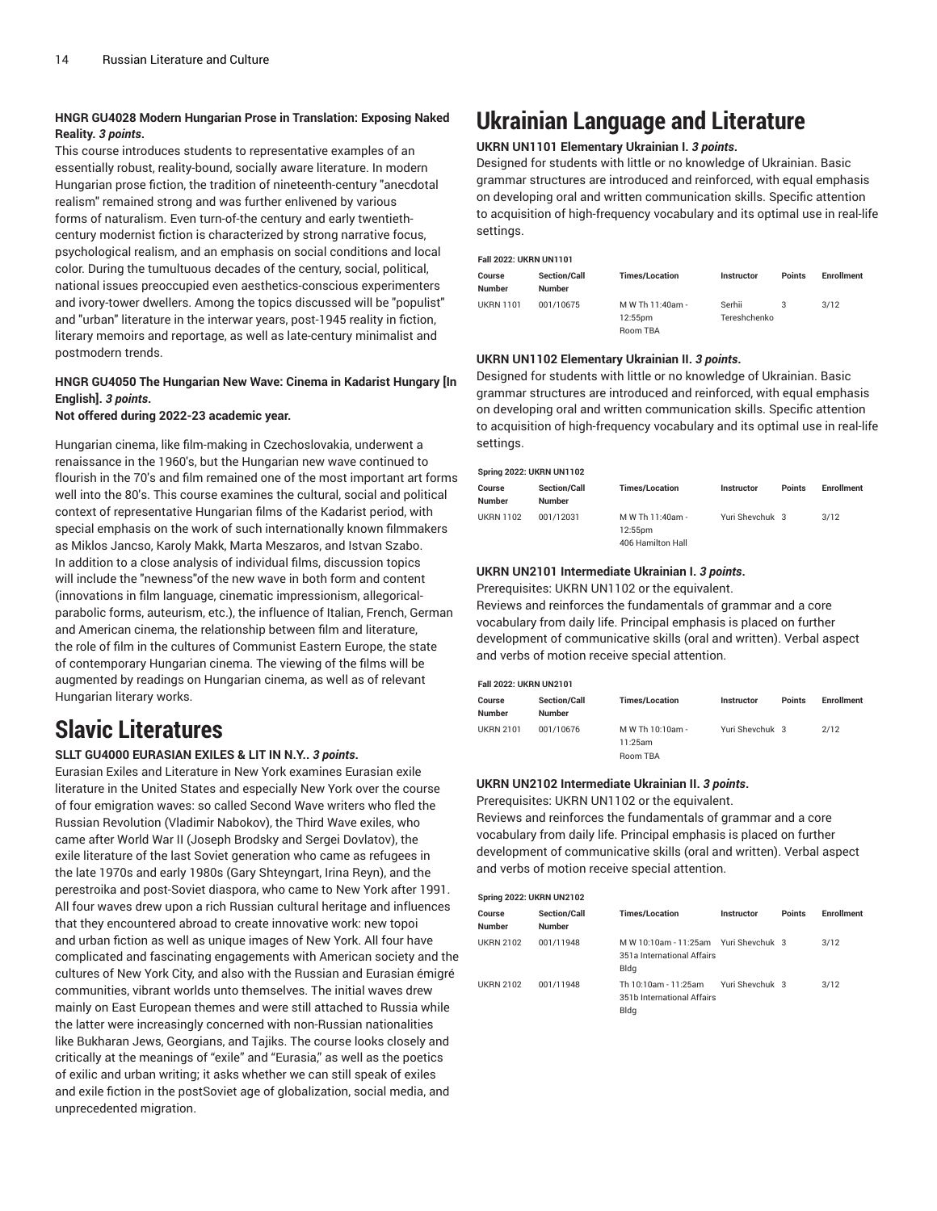**HNGR GU4028 Modern Hungarian Prose in Translation: Exposing Naked Reality.** ***3 points*.**

This course introduces students to representative examples of an essentially robust, reality-bound, socially aware literature. In modern Hungarian prose fiction, the tradition of nineteenth-century "anecdotal realism" remained strong and was further enlivened by various forms of naturalism. Even turn-of-the century and early twentieth-century modernist fiction is characterized by strong narrative focus, psychological realism, and an emphasis on social conditions and local color. During the tumultuous decades of the century, social, political, national issues preoccupied even aesthetics-conscious experimenters and ivory-tower dwellers. Among the topics discussed will be "populist" and "urban" literature in the interwar years, post-1945 reality in fiction, literary memoirs and reportage, as well as late-century minimalist and postmodern trends.

**HNGR GU4050 The Hungarian New Wave: Cinema in Kadarist Hungary [In English].** ***3 points*.**

**Not offered during 2022-23 academic year.**

Hungarian cinema, like film-making in Czechoslovakia, underwent a renaissance in the 1960's, but the Hungarian new wave continued to flourish in the 70's and film remained one of the most important art forms well into the 80's. This course examines the cultural, social and political context of representative Hungarian films of the Kadarist period, with special emphasis on the work of such internationally known filmmakers as Miklos Jancso, Karoly Makk, Marta Meszaros, and Istvan Szabo. In addition to a close analysis of individual films, discussion topics will include the "newness"of the new wave in both form and content (innovations in film language, cinematic impressionism, allegorical-parabolic forms, auteurism, etc.), the influence of Italian, French, German and American cinema, the relationship between film and literature, the role of film in the cultures of Communist Eastern Europe, the state of contemporary Hungarian cinema. The viewing of the films will be augmented by readings on Hungarian cinema, as well as of relevant Hungarian literary works.

# Slavic Literatures

**SLLT GU4000 EURASIAN EXILES & LIT IN N.Y..** ***3 points*.**

Eurasian Exiles and Literature in New York examines Eurasian exile literature in the United States and especially New York over the course of four emigration waves: so called Second Wave writers who fled the Russian Revolution (Vladimir Nabokov), the Third Wave exiles, who came after World War II (Joseph Brodsky and Sergei Dovlatov), the exile literature of the last Soviet generation who came as refugees in the late 1970s and early 1980s (Gary Shteyngart, Irina Reyn), and the perestroika and post-Soviet diaspora, who came to New York after 1991. All four waves drew upon a rich Russian cultural heritage and influences that they encountered abroad to create innovative work: new topoi and urban fiction as well as unique images of New York. All four have complicated and fascinating engagements with American society and the cultures of New York City, and also with the Russian and Eurasian émigré communities, vibrant worlds unto themselves. The initial waves drew mainly on East European themes and were still attached to Russia while the latter were increasingly concerned with non-Russian nationalities like Bukharan Jews, Georgians, and Tajiks. The course looks closely and critically at the meanings of "exile" and "Eurasia," as well as the poetics of exilic and urban writing; it asks whether we can still speak of exiles and exile fiction in the postSoviet age of globalization, social media, and unprecedented migration.

# Ukrainian Language and Literature

**UKRN UN1101 Elementary Ukrainian I.** ***3 points*.**

Designed for students with little or no knowledge of Ukrainian. Basic grammar structures are introduced and reinforced, with equal emphasis on developing oral and written communication skills. Specific attention to acquisition of high-frequency vocabulary and its optimal use in real-life settings.

**Fall 2022: UKRN UN1101**

| Course Number | Section/Call Number | Times/Location | Instructor | Points | Enrollment |
|---|---|---|---|---|---|
| UKRN 1101 | 001/10675 | M W Th 11:40am - 12:55pm<br>Room TBA | Serhii Tereshchenko | 3 | 3/12 |

**UKRN UN1102 Elementary Ukrainian II.** ***3 points*.**

Designed for students with little or no knowledge of Ukrainian. Basic grammar structures are introduced and reinforced, with equal emphasis on developing oral and written communication skills. Specific attention to acquisition of high-frequency vocabulary and its optimal use in real-life settings.

**Spring 2022: UKRN UN1102**

| Course Number | Section/Call Number | Times/Location | Instructor | Points | Enrollment |
|---|---|---|---|---|---|
| UKRN 1102 | 001/12031 | M W Th 11:40am - 12:55pm<br>406 Hamilton Hall | Yuri Shevchuk | 3 | 3/12 |

**UKRN UN2101 Intermediate Ukrainian I.** ***3 points*.**

Prerequisites: UKRN UN1102 or the equivalent.

Reviews and reinforces the fundamentals of grammar and a core vocabulary from daily life. Principal emphasis is placed on further development of communicative skills (oral and written). Verbal aspect and verbs of motion receive special attention.

**Fall 2022: UKRN UN2101**

| Course Number | Section/Call Number | Times/Location | Instructor | Points | Enrollment |
|---|---|---|---|---|---|
| UKRN 2101 | 001/10676 | M W Th 10:10am - 11:25am<br>Room TBA | Yuri Shevchuk | 3 | 2/12 |

**UKRN UN2102 Intermediate Ukrainian II.** ***3 points*.**

Prerequisites: UKRN UN1102 or the equivalent.

Reviews and reinforces the fundamentals of grammar and a core vocabulary from daily life. Principal emphasis is placed on further development of communicative skills (oral and written). Verbal aspect and verbs of motion receive special attention.

**Spring 2022: UKRN UN2102**

| Course Number | Section/Call Number | Times/Location | Instructor | Points | Enrollment |
|---|---|---|---|---|---|
| UKRN 2102 | 001/11948 | M W 10:10am - 11:25am<br>351a International Affairs Bldg | Yuri Shevchuk | 3 | 3/12 |
| UKRN 2102 | 001/11948 | Th 10:10am - 11:25am<br>351b International Affairs Bldg | Yuri Shevchuk | 3 | 3/12 |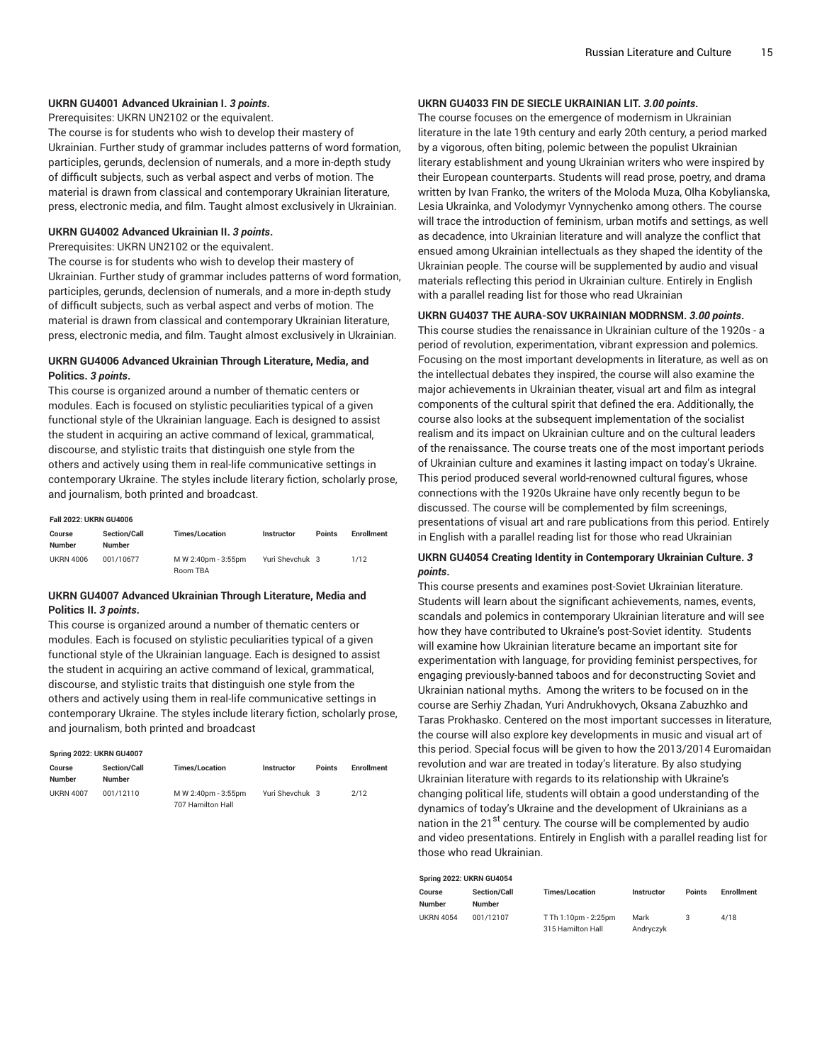### UKRN GU4001 Advanced Ukrainian I. *3 points*.

Prerequisites: UKRN UN2102 or the equivalent.

The course is for students who wish to develop their mastery of Ukrainian. Further study of grammar includes patterns of word formation, participles, gerunds, declension of numerals, and a more in-depth study of difficult subjects, such as verbal aspect and verbs of motion. The material is drawn from classical and contemporary Ukrainian literature, press, electronic media, and film. Taught almost exclusively in Ukrainian.

### UKRN GU4002 Advanced Ukrainian II. *3 points*.

Prerequisites: UKRN UN2102 or the equivalent.

The course is for students who wish to develop their mastery of Ukrainian. Further study of grammar includes patterns of word formation, participles, gerunds, declension of numerals, and a more in-depth study of difficult subjects, such as verbal aspect and verbs of motion. The material is drawn from classical and contemporary Ukrainian literature, press, electronic media, and film. Taught almost exclusively in Ukrainian.

### UKRN GU4006 Advanced Ukrainian Through Literature, Media, and Politics. *3 points*.

This course is organized around a number of thematic centers or modules. Each is focused on stylistic peculiarities typical of a given functional style of the Ukrainian language. Each is designed to assist the student in acquiring an active command of lexical, grammatical, discourse, and stylistic traits that distinguish one style from the others and actively using them in real-life communicative settings in contemporary Ukraine. The styles include literary fiction, scholarly prose, and journalism, both printed and broadcast.

**Fall 2022: UKRN GU4006**

| Course Number | Section/Call Number | Times/Location | Instructor | Points | Enrollment |
|---|---|---|---|---|---|
| UKRN 4006 | 001/10677 | M W 2:40pm - 3:55pm<br>Room TBA | Yuri Shevchuk | 3 | 1/12 |

### UKRN GU4007 Advanced Ukrainian Through Literature, Media and Politics II. *3 points*.

This course is organized around a number of thematic centers or modules. Each is focused on stylistic peculiarities typical of a given functional style of the Ukrainian language. Each is designed to assist the student in acquiring an active command of lexical, grammatical, discourse, and stylistic traits that distinguish one style from the others and actively using them in real-life communicative settings in contemporary Ukraine. The styles include literary fiction, scholarly prose, and journalism, both printed and broadcast

**Spring 2022: UKRN GU4007**

| Course Number | Section/Call Number | Times/Location | Instructor | Points | Enrollment |
|---|---|---|---|---|---|
| UKRN 4007 | 001/12110 | M W 2:40pm - 3:55pm<br>707 Hamilton Hall | Yuri Shevchuk | 3 | 2/12 |

### UKRN GU4033 FIN DE SIECLE UKRAINIAN LIT. *3.00 points*.

The course focuses on the emergence of modernism in Ukrainian literature in the late 19th century and early 20th century, a period marked by a vigorous, often biting, polemic between the populist Ukrainian literary establishment and young Ukrainian writers who were inspired by their European counterparts. Students will read prose, poetry, and drama written by Ivan Franko, the writers of the Moloda Muza, Olha Kobylianska, Lesia Ukrainka, and Volodymyr Vynnychenko among others. The course will trace the introduction of feminism, urban motifs and settings, as well as decadence, into Ukrainian literature and will analyze the conflict that ensued among Ukrainian intellectuals as they shaped the identity of the Ukrainian people. The course will be supplemented by audio and visual materials reflecting this period in Ukrainian culture. Entirely in English with a parallel reading list for those who read Ukrainian

### UKRN GU4037 THE AURA-SOV UKRAINIAN MODRNSM. *3.00 points*.

This course studies the renaissance in Ukrainian culture of the 1920s - a period of revolution, experimentation, vibrant expression and polemics. Focusing on the most important developments in literature, as well as on the intellectual debates they inspired, the course will also examine the major achievements in Ukrainian theater, visual art and film as integral components of the cultural spirit that defined the era. Additionally, the course also looks at the subsequent implementation of the socialist realism and its impact on Ukrainian culture and on the cultural leaders of the renaissance. The course treats one of the most important periods of Ukrainian culture and examines it lasting impact on today's Ukraine. This period produced several world-renowned cultural figures, whose connections with the 1920s Ukraine have only recently begun to be discussed. The course will be complemented by film screenings, presentations of visual art and rare publications from this period. Entirely in English with a parallel reading list for those who read Ukrainian

### UKRN GU4054 Creating Identity in Contemporary Ukrainian Culture. *3 points*.

This course presents and examines post-Soviet Ukrainian literature. Students will learn about the significant achievements, names, events, scandals and polemics in contemporary Ukrainian literature and will see how they have contributed to Ukraine's post-Soviet identity. Students will examine how Ukrainian literature became an important site for experimentation with language, for providing feminist perspectives, for engaging previously-banned taboos and for deconstructing Soviet and Ukrainian national myths. Among the writers to be focused on in the course are Serhiy Zhadan, Yuri Andrukhovych, Oksana Zabuzhko and Taras Prokhasko. Centered on the most important successes in literature, the course will also explore key developments in music and visual art of this period. Special focus will be given to how the 2013/2014 Euromaidan revolution and war are treated in today's literature. By also studying Ukrainian literature with regards to its relationship with Ukraine's changing political life, students will obtain a good understanding of the dynamics of today's Ukraine and the development of Ukrainians as a nation in the 21st century. The course will be complemented by audio and video presentations. Entirely in English with a parallel reading list for those who read Ukrainian.

**Spring 2022: UKRN GU4054**

| Course Number | Section/Call Number | Times/Location | Instructor | Points | Enrollment |
|---|---|---|---|---|---|
| UKRN 4054 | 001/12107 | T Th 1:10pm - 2:25pm<br>315 Hamilton Hall | Mark Andryczyk | 3 | 4/18 |